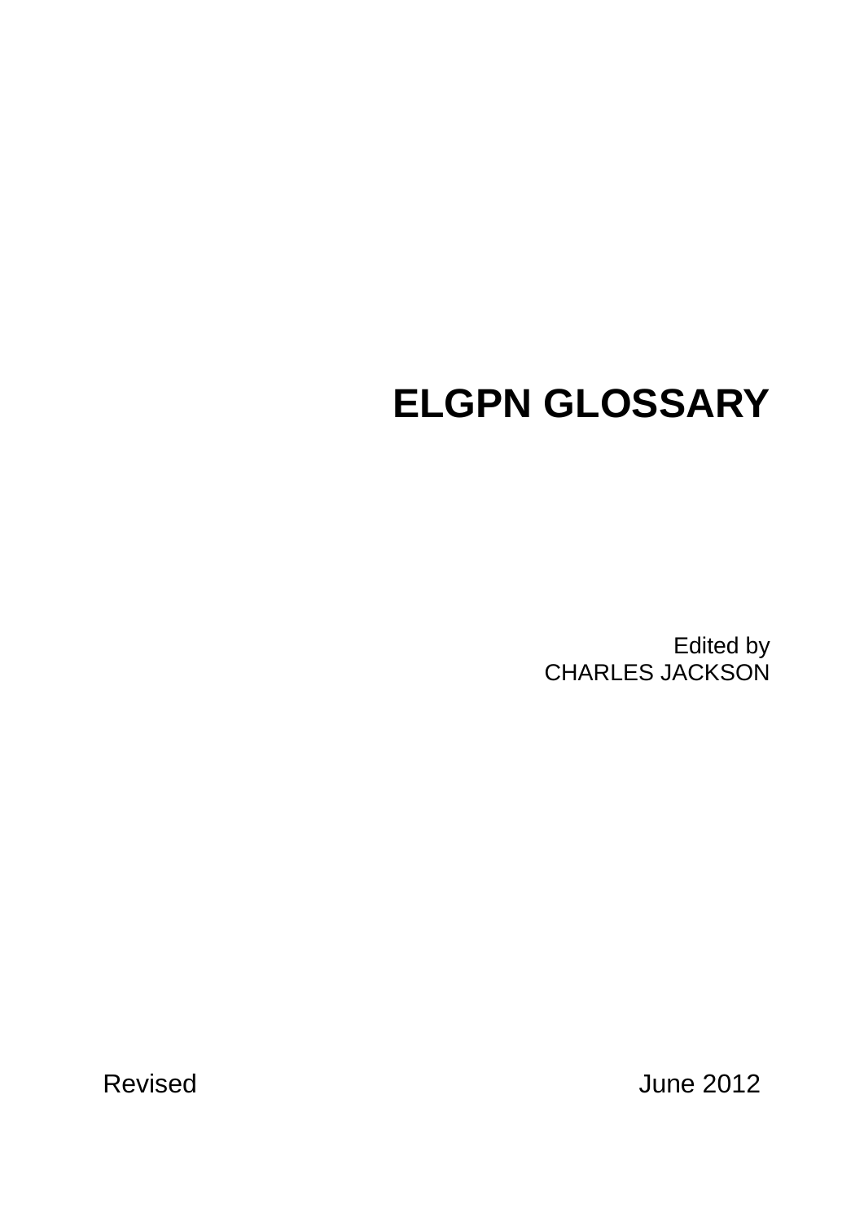# ELGPN GLOSSARY

Edited by
CHARLES JACKSON

Revised June 2012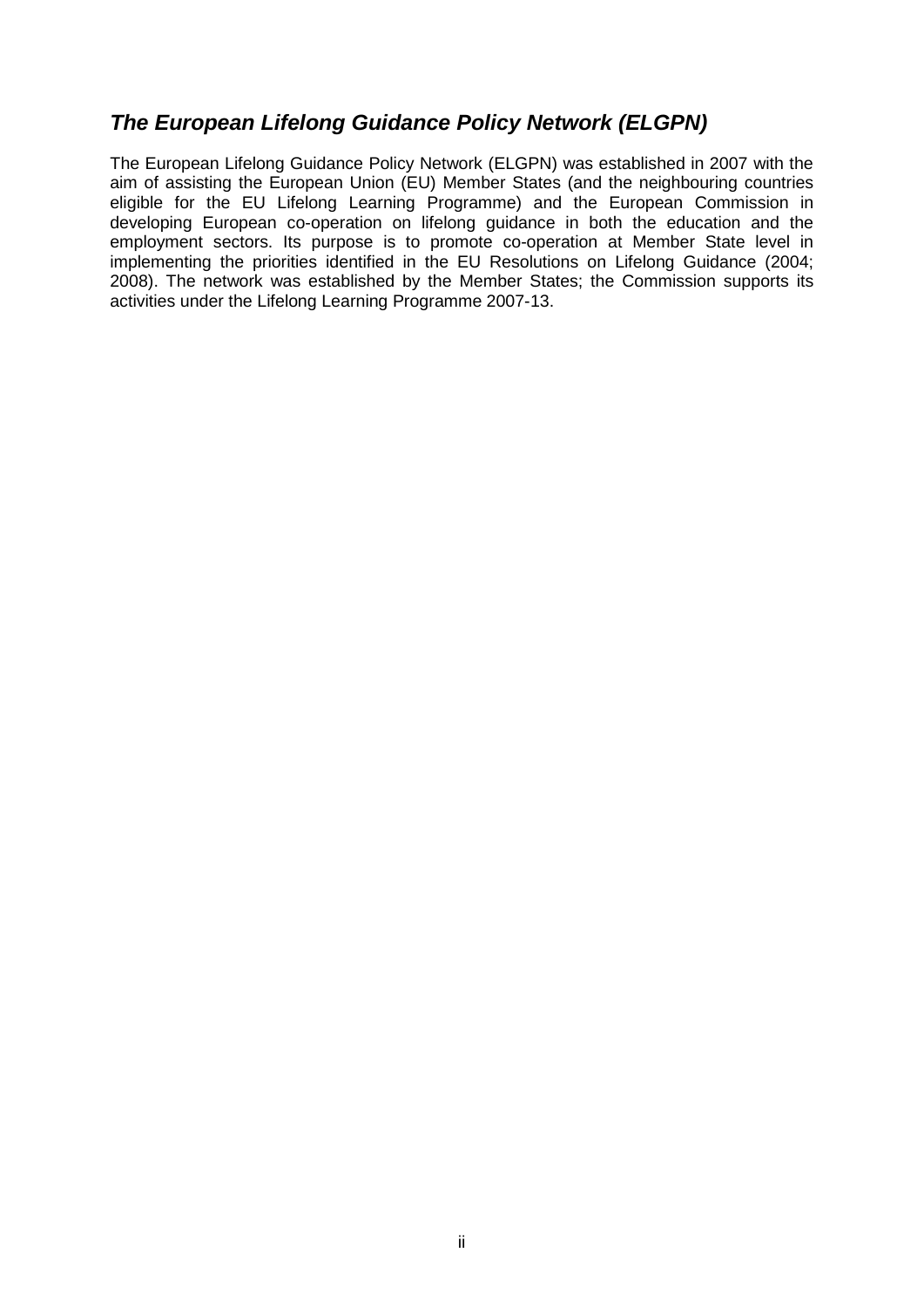## *The European Lifelong Guidance Policy Network (ELGPN)*

The European Lifelong Guidance Policy Network (ELGPN) was established in 2007 with the aim of assisting the European Union (EU) Member States (and the neighbouring countries eligible for the EU Lifelong Learning Programme) and the European Commission in developing European co-operation on lifelong guidance in both the education and the employment sectors. Its purpose is to promote co-operation at Member State level in implementing the priorities identified in the EU Resolutions on Lifelong Guidance (2004; 2008). The network was established by the Member States; the Commission supports its activities under the Lifelong Learning Programme 2007-13.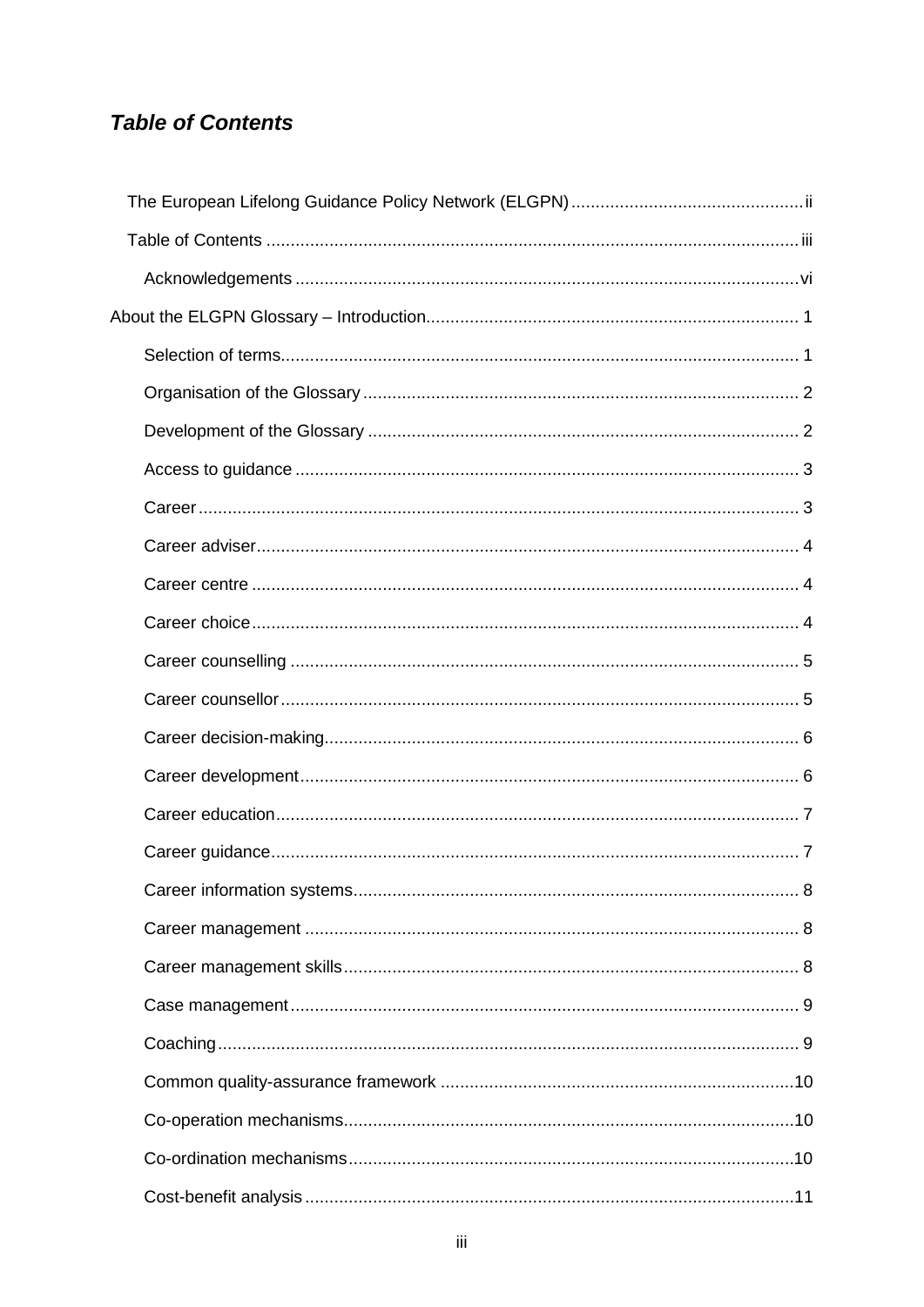## *Table of Contents*

- The European Lifelong Guidance Policy Network (ELGPN) ... ii
- Table of Contents ... iii
  - Acknowledgements ... vi
- About the ELGPN Glossary – Introduction ... 1
  - Selection of terms ... 1
  - Organisation of the Glossary ... 2
  - Development of the Glossary ... 2
  - Access to guidance ... 3
  - Career ... 3
  - Career adviser ... 4
  - Career centre ... 4
  - Career choice ... 4
  - Career counselling ... 5
  - Career counsellor ... 5
  - Career decision-making ... 6
  - Career development ... 6
  - Career education ... 7
  - Career guidance ... 7
  - Career information systems ... 8
  - Career management ... 8
  - Career management skills ... 8
  - Case management ... 9
  - Coaching ... 9
  - Common quality-assurance framework ... 10
  - Co-operation mechanisms ... 10
  - Co-ordination mechanisms ... 10
  - Cost-benefit analysis ... 11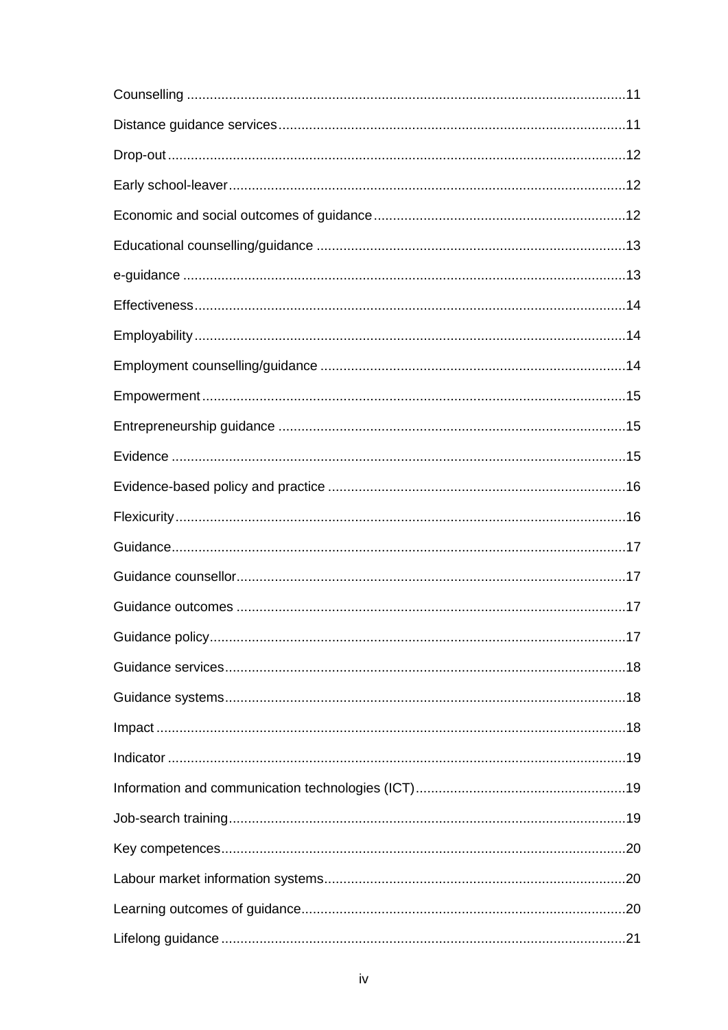Counselling ..................................................................................................................11

Distance guidance services...........................................................................................11

Drop-out........................................................................................................................12

Early school-leaver........................................................................................................12

Economic and social outcomes of guidance..................................................................12

Educational counselling/guidance .................................................................................13

e-guidance ....................................................................................................................13

Effectiveness.................................................................................................................14

Employability.................................................................................................................14

Employment counselling/guidance ................................................................................14

Empowerment...............................................................................................................15

Entrepreneurship guidance ...........................................................................................15

Evidence .......................................................................................................................15

Evidence-based policy and practice ..............................................................................16

Flexicurity......................................................................................................................16

Guidance.......................................................................................................................17

Guidance counsellor......................................................................................................17

Guidance outcomes ......................................................................................................17

Guidance policy.............................................................................................................17

Guidance services.........................................................................................................18

Guidance systems.........................................................................................................18

Impact ...........................................................................................................................18

Indicator ........................................................................................................................19

Information and communication technologies (ICT).......................................................19

Job-search training........................................................................................................19

Key competences..........................................................................................................20

Labour market information systems...............................................................................20

Learning outcomes of guidance.....................................................................................20

Lifelong guidance ..........................................................................................................21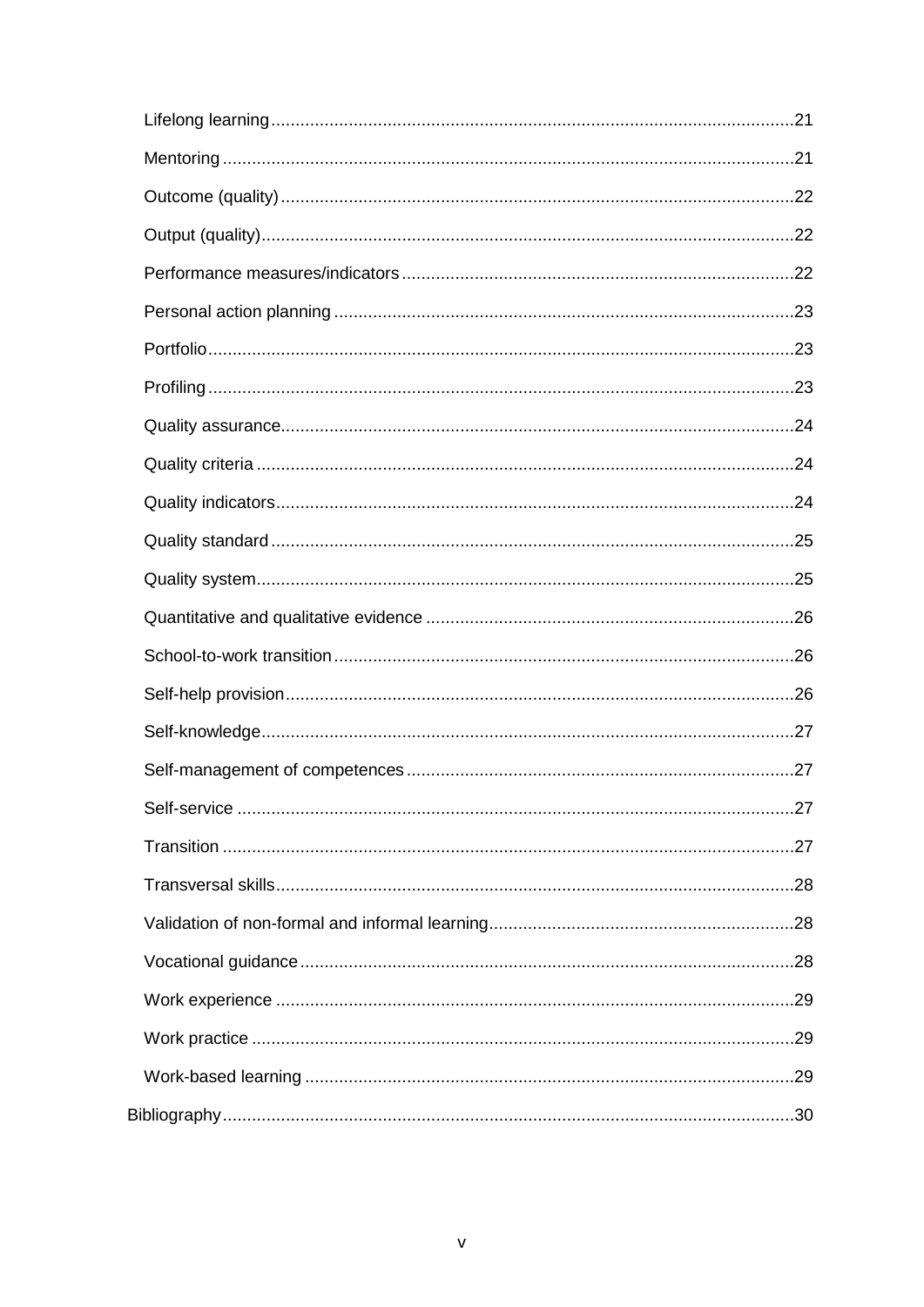Lifelong learning ........................................................................................................21

Mentoring ......................................................................................................................21

Outcome (quality) .........................................................................................................22

Output (quality) .............................................................................................................22

Performance measures/indicators ................................................................................22

Personal action planning ..............................................................................................23

Portfolio .........................................................................................................................23

Profiling .........................................................................................................................23

Quality assurance .........................................................................................................24

Quality criteria ..............................................................................................................24

Quality indicators ..........................................................................................................24

Quality standard ...........................................................................................................25

Quality system ..............................................................................................................25

Quantitative and qualitative evidence ...........................................................................26

School-to-work transition ..............................................................................................26

Self-help provision ........................................................................................................26

Self-knowledge .............................................................................................................27

Self-management of competences ...............................................................................27

Self-service ...................................................................................................................27

Transition ......................................................................................................................27

Transversal skills ...........................................................................................................28

Validation of non-formal and informal learning ..............................................................28

Vocational guidance .....................................................................................................28

Work experience ..........................................................................................................29

Work practice ...............................................................................................................29

Work-based learning ....................................................................................................29

Bibliography .....................................................................................................................30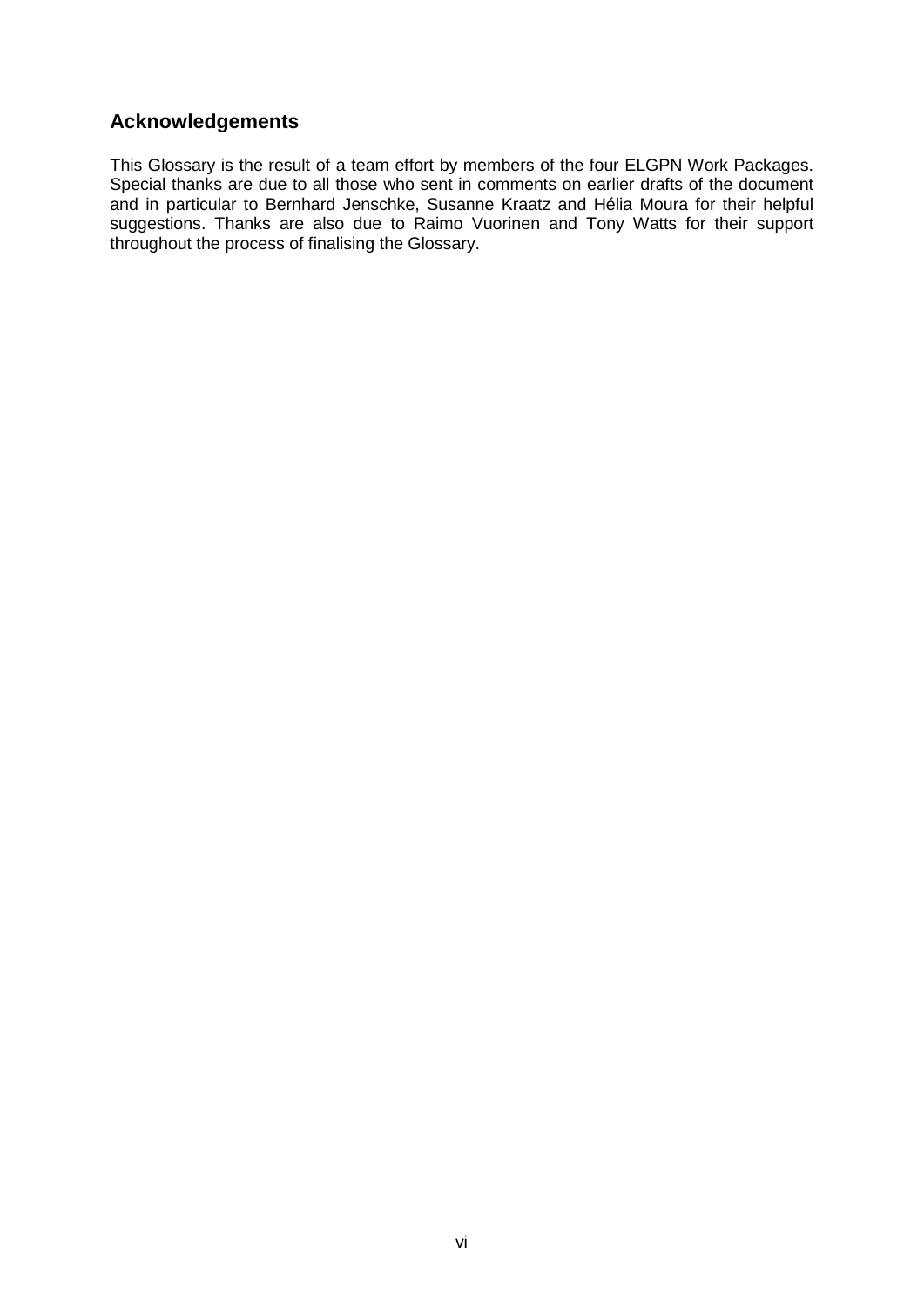## Acknowledgements

This Glossary is the result of a team effort by members of the four ELGPN Work Packages. Special thanks are due to all those who sent in comments on earlier drafts of the document and in particular to Bernhard Jenschke, Susanne Kraatz and Hélia Moura for their helpful suggestions. Thanks are also due to Raimo Vuorinen and Tony Watts for their support throughout the process of finalising the Glossary.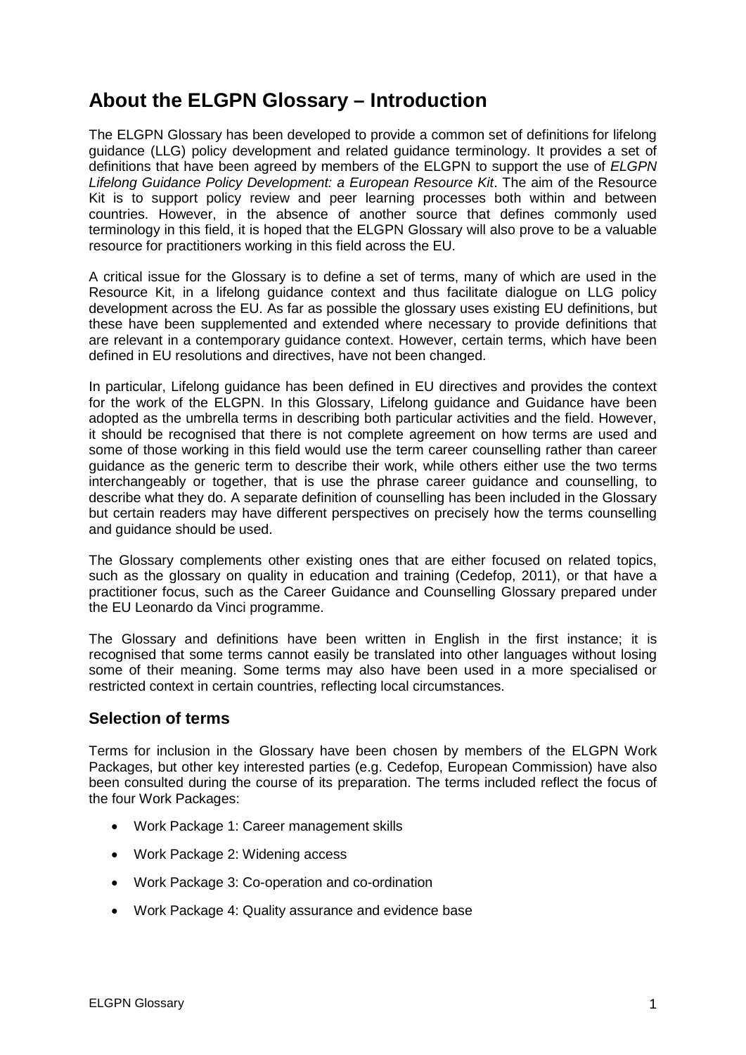# About the ELGPN Glossary – Introduction

The ELGPN Glossary has been developed to provide a common set of definitions for lifelong guidance (LLG) policy development and related guidance terminology. It provides a set of definitions that have been agreed by members of the ELGPN to support the use of *ELGPN Lifelong Guidance Policy Development: a European Resource Kit*. The aim of the Resource Kit is to support policy review and peer learning processes both within and between countries. However, in the absence of another source that defines commonly used terminology in this field, it is hoped that the ELGPN Glossary will also prove to be a valuable resource for practitioners working in this field across the EU.

A critical issue for the Glossary is to define a set of terms, many of which are used in the Resource Kit, in a lifelong guidance context and thus facilitate dialogue on LLG policy development across the EU. As far as possible the glossary uses existing EU definitions, but these have been supplemented and extended where necessary to provide definitions that are relevant in a contemporary guidance context. However, certain terms, which have been defined in EU resolutions and directives, have not been changed.

In particular, Lifelong guidance has been defined in EU directives and provides the context for the work of the ELGPN. In this Glossary, Lifelong guidance and Guidance have been adopted as the umbrella terms in describing both particular activities and the field. However, it should be recognised that there is not complete agreement on how terms are used and some of those working in this field would use the term career counselling rather than career guidance as the generic term to describe their work, while others either use the two terms interchangeably or together, that is use the phrase career guidance and counselling, to describe what they do. A separate definition of counselling has been included in the Glossary but certain readers may have different perspectives on precisely how the terms counselling and guidance should be used.

The Glossary complements other existing ones that are either focused on related topics, such as the glossary on quality in education and training (Cedefop, 2011), or that have a practitioner focus, such as the Career Guidance and Counselling Glossary prepared under the EU Leonardo da Vinci programme.

The Glossary and definitions have been written in English in the first instance; it is recognised that some terms cannot easily be translated into other languages without losing some of their meaning. Some terms may also have been used in a more specialised or restricted context in certain countries, reflecting local circumstances.

## Selection of terms

Terms for inclusion in the Glossary have been chosen by members of the ELGPN Work Packages, but other key interested parties (e.g. Cedefop, European Commission) have also been consulted during the course of its preparation. The terms included reflect the focus of the four Work Packages:

- Work Package 1: Career management skills
- Work Package 2: Widening access
- Work Package 3: Co-operation and co-ordination
- Work Package 4: Quality assurance and evidence base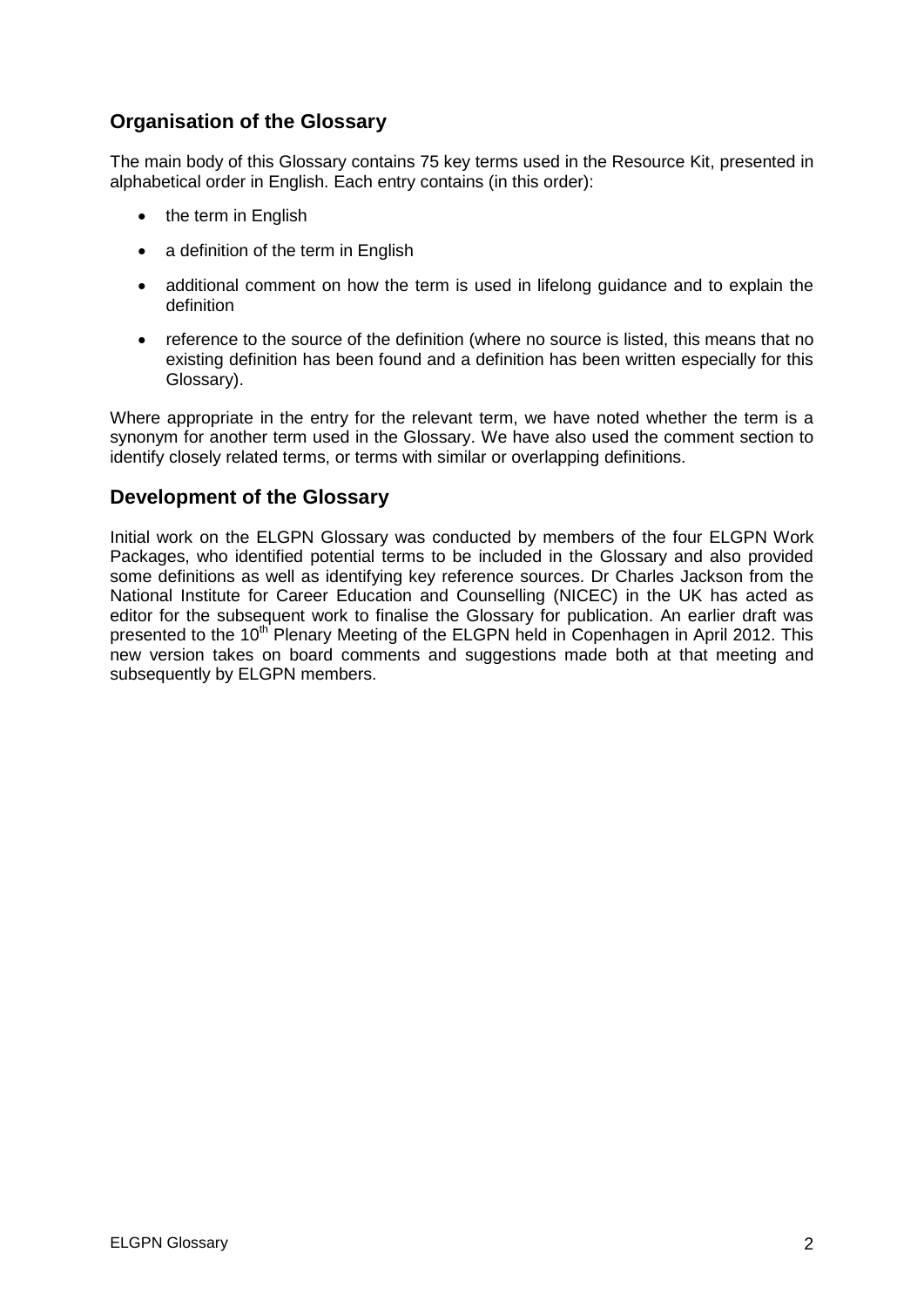## Organisation of the Glossary

The main body of this Glossary contains 75 key terms used in the Resource Kit, presented in alphabetical order in English. Each entry contains (in this order):

- the term in English
- a definition of the term in English
- additional comment on how the term is used in lifelong guidance and to explain the definition
- reference to the source of the definition (where no source is listed, this means that no existing definition has been found and a definition has been written especially for this Glossary).

Where appropriate in the entry for the relevant term, we have noted whether the term is a synonym for another term used in the Glossary. We have also used the comment section to identify closely related terms, or terms with similar or overlapping definitions.

## Development of the Glossary

Initial work on the ELGPN Glossary was conducted by members of the four ELGPN Work Packages, who identified potential terms to be included in the Glossary and also provided some definitions as well as identifying key reference sources. Dr Charles Jackson from the National Institute for Career Education and Counselling (NICEC) in the UK has acted as editor for the subsequent work to finalise the Glossary for publication. An earlier draft was presented to the 10th Plenary Meeting of the ELGPN held in Copenhagen in April 2012. This new version takes on board comments and suggestions made both at that meeting and subsequently by ELGPN members.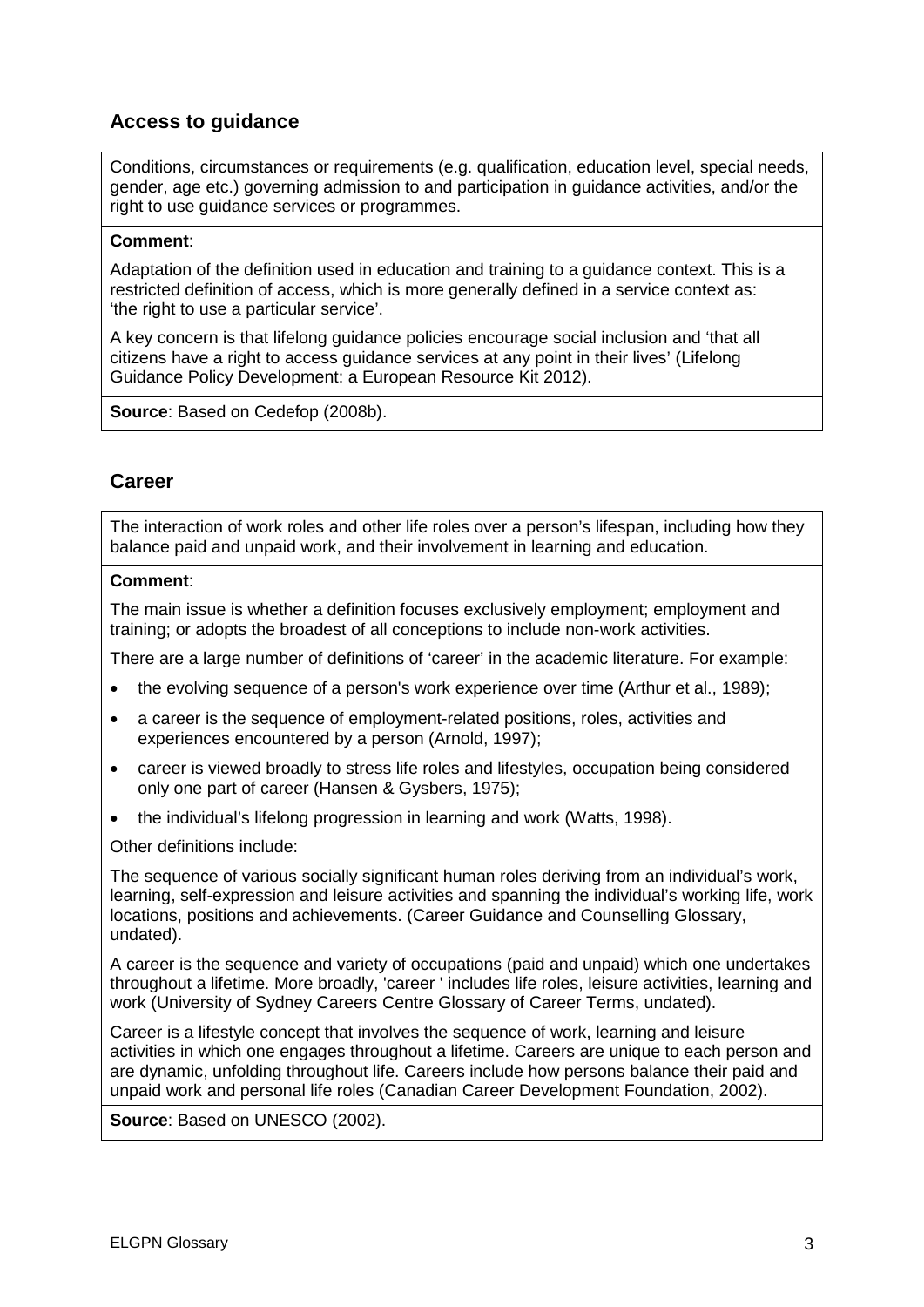## Access to guidance

Conditions, circumstances or requirements (e.g. qualification, education level, special needs, gender, age etc.) governing admission to and participation in guidance activities, and/or the right to use guidance services or programmes.

**Comment**:

Adaptation of the definition used in education and training to a guidance context. This is a restricted definition of access, which is more generally defined in a service context as: 'the right to use a particular service'.

A key concern is that lifelong guidance policies encourage social inclusion and 'that all citizens have a right to access guidance services at any point in their lives' (Lifelong Guidance Policy Development: a European Resource Kit 2012).

**Source**: Based on Cedefop (2008b).

## Career

The interaction of work roles and other life roles over a person's lifespan, including how they balance paid and unpaid work, and their involvement in learning and education.

**Comment**:

The main issue is whether a definition focuses exclusively employment; employment and training; or adopts the broadest of all conceptions to include non-work activities.

There are a large number of definitions of 'career' in the academic literature. For example:

- the evolving sequence of a person's work experience over time (Arthur et al., 1989);
- a career is the sequence of employment-related positions, roles, activities and experiences encountered by a person (Arnold, 1997);
- career is viewed broadly to stress life roles and lifestyles, occupation being considered only one part of career (Hansen & Gysbers, 1975);
- the individual's lifelong progression in learning and work (Watts, 1998).

Other definitions include:

The sequence of various socially significant human roles deriving from an individual's work, learning, self-expression and leisure activities and spanning the individual's working life, work locations, positions and achievements. (Career Guidance and Counselling Glossary, undated).

A career is the sequence and variety of occupations (paid and unpaid) which one undertakes throughout a lifetime. More broadly, 'career ' includes life roles, leisure activities, learning and work (University of Sydney Careers Centre Glossary of Career Terms, undated).

Career is a lifestyle concept that involves the sequence of work, learning and leisure activities in which one engages throughout a lifetime. Careers are unique to each person and are dynamic, unfolding throughout life. Careers include how persons balance their paid and unpaid work and personal life roles (Canadian Career Development Foundation, 2002).

**Source**: Based on UNESCO (2002).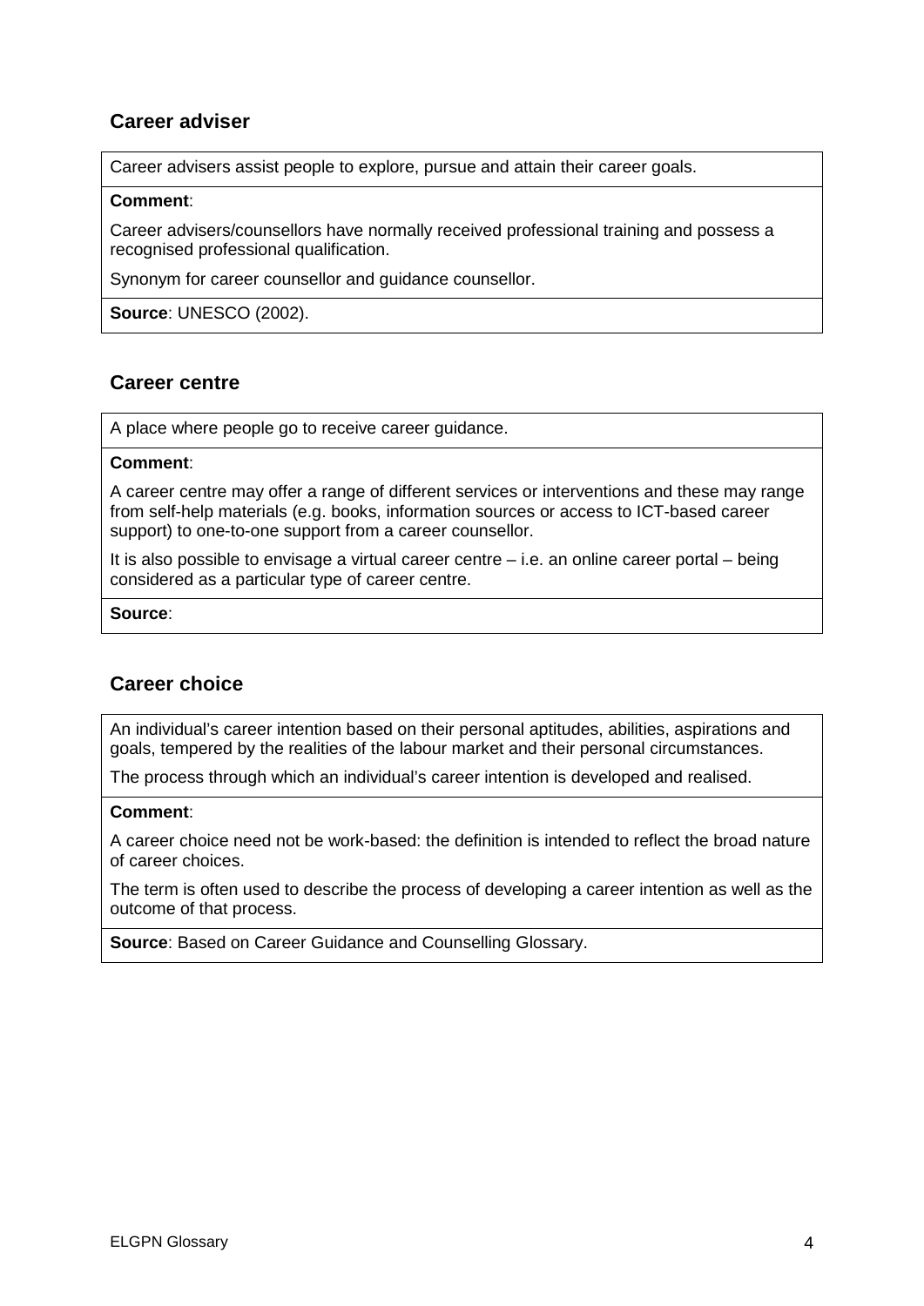## Career adviser

Career advisers assist people to explore, pursue and attain their career goals.

**Comment**:

Career advisers/counsellors have normally received professional training and possess a recognised professional qualification.

Synonym for career counsellor and guidance counsellor.

**Source**: UNESCO (2002).

## Career centre

A place where people go to receive career guidance.

**Comment**:

A career centre may offer a range of different services or interventions and these may range from self-help materials (e.g. books, information sources or access to ICT-based career support) to one-to-one support from a career counsellor.

It is also possible to envisage a virtual career centre – i.e. an online career portal – being considered as a particular type of career centre.

**Source**:

## Career choice

An individual's career intention based on their personal aptitudes, abilities, aspirations and goals, tempered by the realities of the labour market and their personal circumstances.

The process through which an individual's career intention is developed and realised.

**Comment**:

A career choice need not be work-based: the definition is intended to reflect the broad nature of career choices.

The term is often used to describe the process of developing a career intention as well as the outcome of that process.

**Source**: Based on Career Guidance and Counselling Glossary.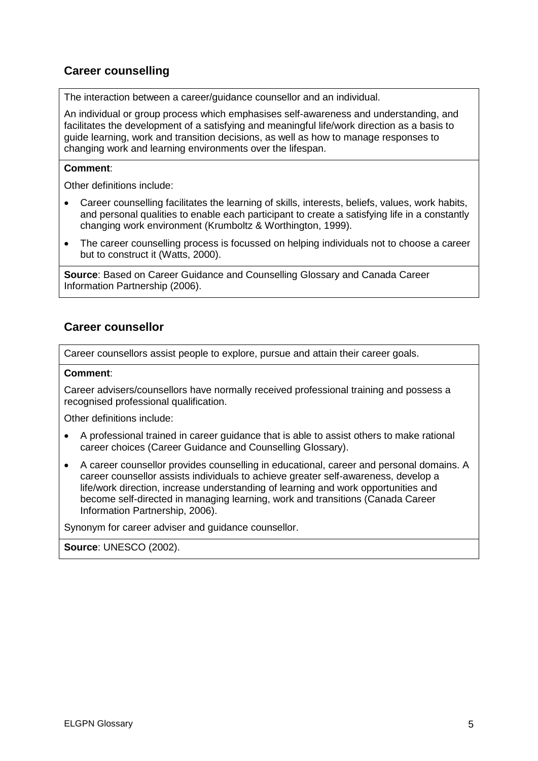## Career counselling

The interaction between a career/guidance counsellor and an individual.

An individual or group process which emphasises self-awareness and understanding, and facilitates the development of a satisfying and meaningful life/work direction as a basis to guide learning, work and transition decisions, as well as how to manage responses to changing work and learning environments over the lifespan.

**Comment**:

Other definitions include:

- Career counselling facilitates the learning of skills, interests, beliefs, values, work habits, and personal qualities to enable each participant to create a satisfying life in a constantly changing work environment (Krumboltz & Worthington, 1999).
- The career counselling process is focussed on helping individuals not to choose a career but to construct it (Watts, 2000).

**Source**: Based on Career Guidance and Counselling Glossary and Canada Career Information Partnership (2006).

## Career counsellor

Career counsellors assist people to explore, pursue and attain their career goals.

**Comment**:

Career advisers/counsellors have normally received professional training and possess a recognised professional qualification.

Other definitions include:

- A professional trained in career guidance that is able to assist others to make rational career choices (Career Guidance and Counselling Glossary).
- A career counsellor provides counselling in educational, career and personal domains. A career counsellor assists individuals to achieve greater self-awareness, develop a life/work direction, increase understanding of learning and work opportunities and become self-directed in managing learning, work and transitions (Canada Career Information Partnership, 2006).

Synonym for career adviser and guidance counsellor.

**Source**: UNESCO (2002).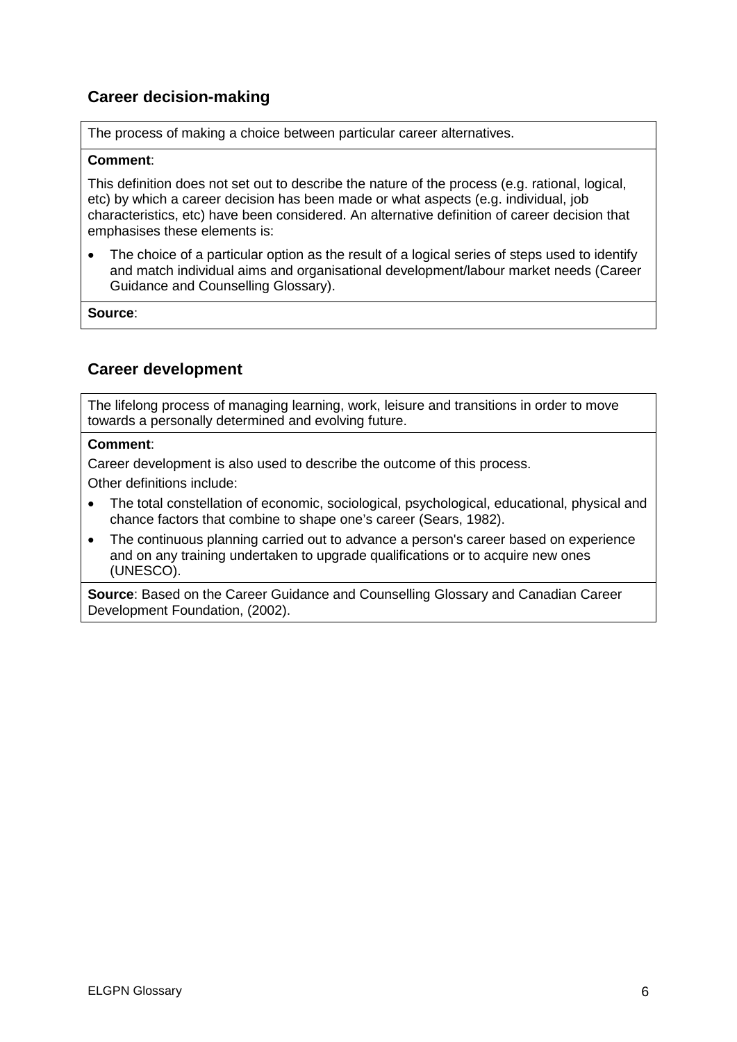## Career decision-making

The process of making a choice between particular career alternatives.

**Comment**:

This definition does not set out to describe the nature of the process (e.g. rational, logical, etc) by which a career decision has been made or what aspects (e.g. individual, job characteristics, etc) have been considered. An alternative definition of career decision that emphasises these elements is:

- The choice of a particular option as the result of a logical series of steps used to identify and match individual aims and organisational development/labour market needs (Career Guidance and Counselling Glossary).

**Source**:

## Career development

The lifelong process of managing learning, work, leisure and transitions in order to move towards a personally determined and evolving future.

**Comment**:

Career development is also used to describe the outcome of this process.

Other definitions include:

- The total constellation of economic, sociological, psychological, educational, physical and chance factors that combine to shape one's career (Sears, 1982).
- The continuous planning carried out to advance a person's career based on experience and on any training undertaken to upgrade qualifications or to acquire new ones (UNESCO).

**Source**: Based on the Career Guidance and Counselling Glossary and Canadian Career Development Foundation, (2002).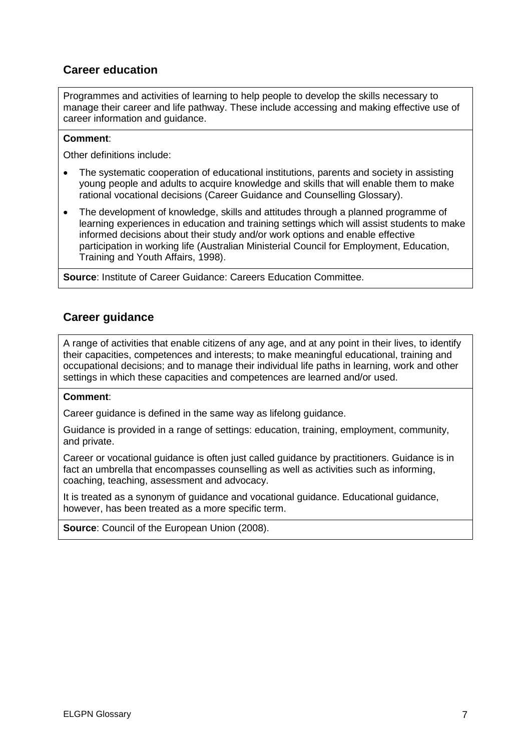## Career education

Programmes and activities of learning to help people to develop the skills necessary to manage their career and life pathway. These include accessing and making effective use of career information and guidance.

**Comment**:

Other definitions include:

- The systematic cooperation of educational institutions, parents and society in assisting young people and adults to acquire knowledge and skills that will enable them to make rational vocational decisions (Career Guidance and Counselling Glossary).
- The development of knowledge, skills and attitudes through a planned programme of learning experiences in education and training settings which will assist students to make informed decisions about their study and/or work options and enable effective participation in working life (Australian Ministerial Council for Employment, Education, Training and Youth Affairs, 1998).

**Source**: Institute of Career Guidance: Careers Education Committee.

## Career guidance

A range of activities that enable citizens of any age, and at any point in their lives, to identify their capacities, competences and interests; to make meaningful educational, training and occupational decisions; and to manage their individual life paths in learning, work and other settings in which these capacities and competences are learned and/or used.

**Comment**:

Career guidance is defined in the same way as lifelong guidance.

Guidance is provided in a range of settings: education, training, employment, community, and private.

Career or vocational guidance is often just called guidance by practitioners. Guidance is in fact an umbrella that encompasses counselling as well as activities such as informing, coaching, teaching, assessment and advocacy.

It is treated as a synonym of guidance and vocational guidance. Educational guidance, however, has been treated as a more specific term.

**Source**: Council of the European Union (2008).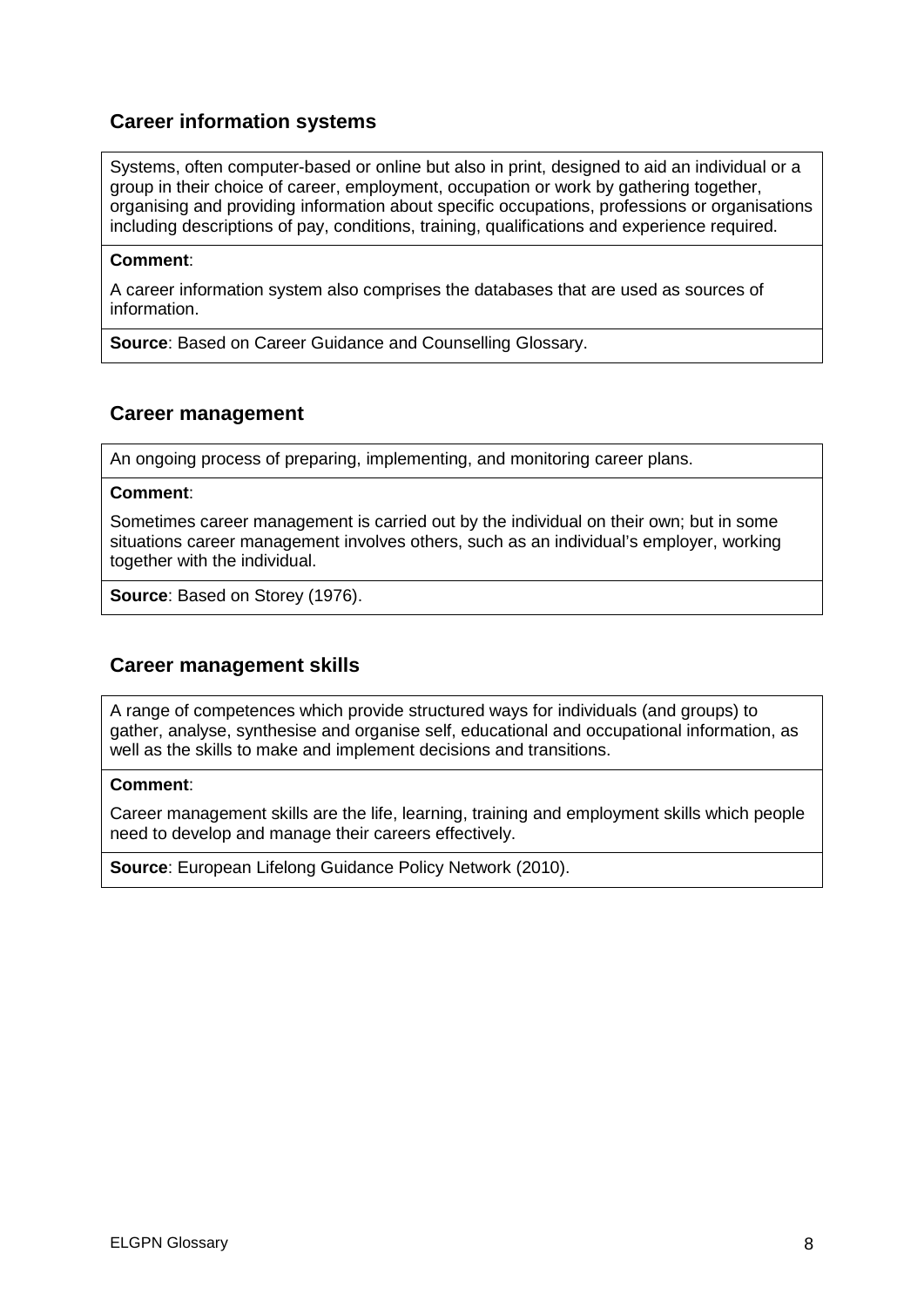## Career information systems

Systems, often computer-based or online but also in print, designed to aid an individual or a group in their choice of career, employment, occupation or work by gathering together, organising and providing information about specific occupations, professions or organisations including descriptions of pay, conditions, training, qualifications and experience required.

**Comment**:

A career information system also comprises the databases that are used as sources of information.

**Source**: Based on Career Guidance and Counselling Glossary.

## Career management

An ongoing process of preparing, implementing, and monitoring career plans.

**Comment**:

Sometimes career management is carried out by the individual on their own; but in some situations career management involves others, such as an individual's employer, working together with the individual.

**Source**: Based on Storey (1976).

## Career management skills

A range of competences which provide structured ways for individuals (and groups) to gather, analyse, synthesise and organise self, educational and occupational information, as well as the skills to make and implement decisions and transitions.

**Comment**:

Career management skills are the life, learning, training and employment skills which people need to develop and manage their careers effectively.

**Source**: European Lifelong Guidance Policy Network (2010).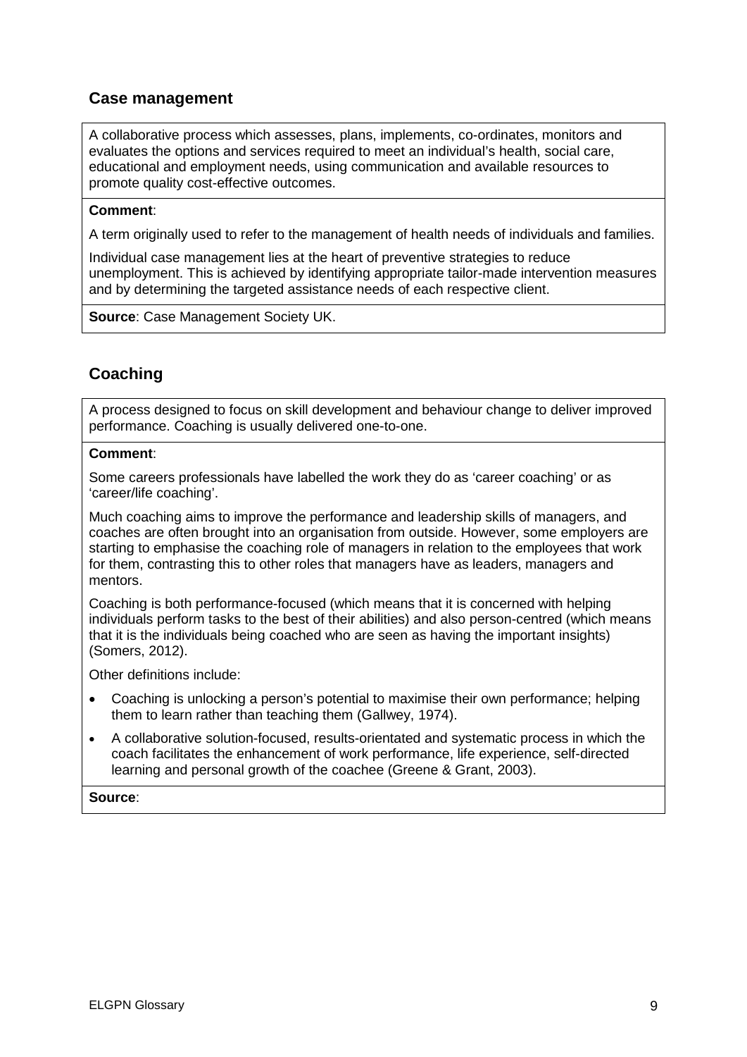## Case management

A collaborative process which assesses, plans, implements, co-ordinates, monitors and evaluates the options and services required to meet an individual's health, social care, educational and employment needs, using communication and available resources to promote quality cost-effective outcomes.

**Comment**:

A term originally used to refer to the management of health needs of individuals and families.

Individual case management lies at the heart of preventive strategies to reduce unemployment. This is achieved by identifying appropriate tailor-made intervention measures and by determining the targeted assistance needs of each respective client.

**Source**: Case Management Society UK.

## Coaching

A process designed to focus on skill development and behaviour change to deliver improved performance. Coaching is usually delivered one-to-one.

**Comment**:

Some careers professionals have labelled the work they do as 'career coaching' or as 'career/life coaching'.

Much coaching aims to improve the performance and leadership skills of managers, and coaches are often brought into an organisation from outside. However, some employers are starting to emphasise the coaching role of managers in relation to the employees that work for them, contrasting this to other roles that managers have as leaders, managers and mentors.

Coaching is both performance-focused (which means that it is concerned with helping individuals perform tasks to the best of their abilities) and also person-centred (which means that it is the individuals being coached who are seen as having the important insights) (Somers, 2012).

Other definitions include:

- Coaching is unlocking a person's potential to maximise their own performance; helping them to learn rather than teaching them (Gallwey, 1974).
- A collaborative solution-focused, results-orientated and systematic process in which the coach facilitates the enhancement of work performance, life experience, self-directed learning and personal growth of the coachee (Greene & Grant, 2003).

**Source**: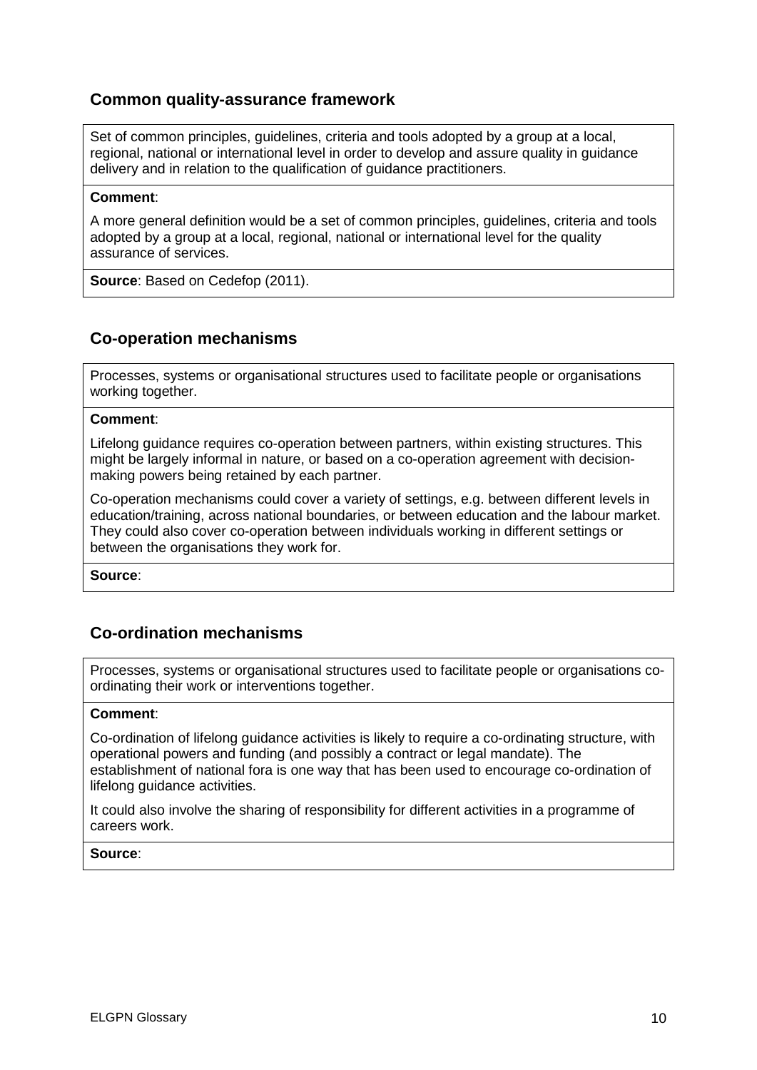## Common quality-assurance framework

Set of common principles, guidelines, criteria and tools adopted by a group at a local, regional, national or international level in order to develop and assure quality in guidance delivery and in relation to the qualification of guidance practitioners.

**Comment**:

A more general definition would be a set of common principles, guidelines, criteria and tools adopted by a group at a local, regional, national or international level for the quality assurance of services.

**Source**: Based on Cedefop (2011).

## Co-operation mechanisms

Processes, systems or organisational structures used to facilitate people or organisations working together.

**Comment**:

Lifelong guidance requires co-operation between partners, within existing structures. This might be largely informal in nature, or based on a co-operation agreement with decision-making powers being retained by each partner.

Co-operation mechanisms could cover a variety of settings, e.g. between different levels in education/training, across national boundaries, or between education and the labour market. They could also cover co-operation between individuals working in different settings or between the organisations they work for.

**Source**:

## Co-ordination mechanisms

Processes, systems or organisational structures used to facilitate people or organisations co-ordinating their work or interventions together.

**Comment**:

Co-ordination of lifelong guidance activities is likely to require a co-ordinating structure, with operational powers and funding (and possibly a contract or legal mandate). The establishment of national fora is one way that has been used to encourage co-ordination of lifelong guidance activities.

It could also involve the sharing of responsibility for different activities in a programme of careers work.

**Source**: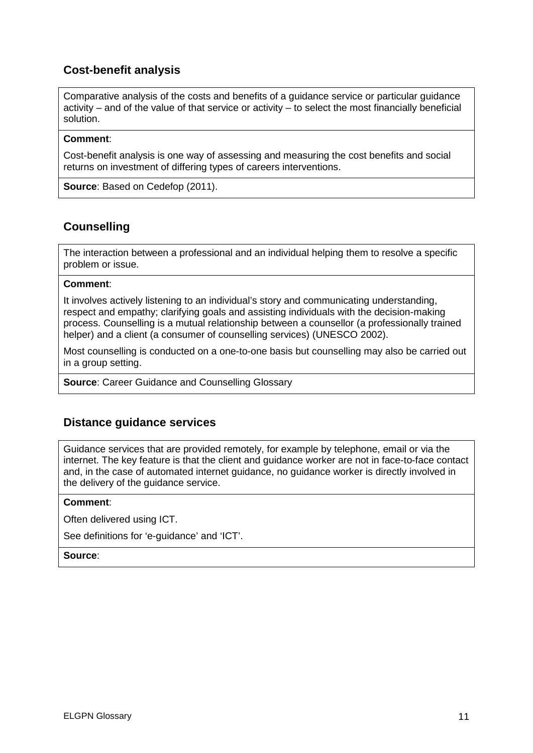## Cost-benefit analysis

Comparative analysis of the costs and benefits of a guidance service or particular guidance activity – and of the value of that service or activity – to select the most financially beneficial solution.

**Comment**:

Cost-benefit analysis is one way of assessing and measuring the cost benefits and social returns on investment of differing types of careers interventions.

**Source**: Based on Cedefop (2011).

## Counselling

The interaction between a professional and an individual helping them to resolve a specific problem or issue.

**Comment**:

It involves actively listening to an individual's story and communicating understanding, respect and empathy; clarifying goals and assisting individuals with the decision-making process. Counselling is a mutual relationship between a counsellor (a professionally trained helper) and a client (a consumer of counselling services) (UNESCO 2002).

Most counselling is conducted on a one-to-one basis but counselling may also be carried out in a group setting.

**Source**: Career Guidance and Counselling Glossary

## Distance guidance services

Guidance services that are provided remotely, for example by telephone, email or via the internet. The key feature is that the client and guidance worker are not in face-to-face contact and, in the case of automated internet guidance, no guidance worker is directly involved in the delivery of the guidance service.

**Comment**:

Often delivered using ICT.

See definitions for 'e-guidance' and 'ICT'.

**Source**: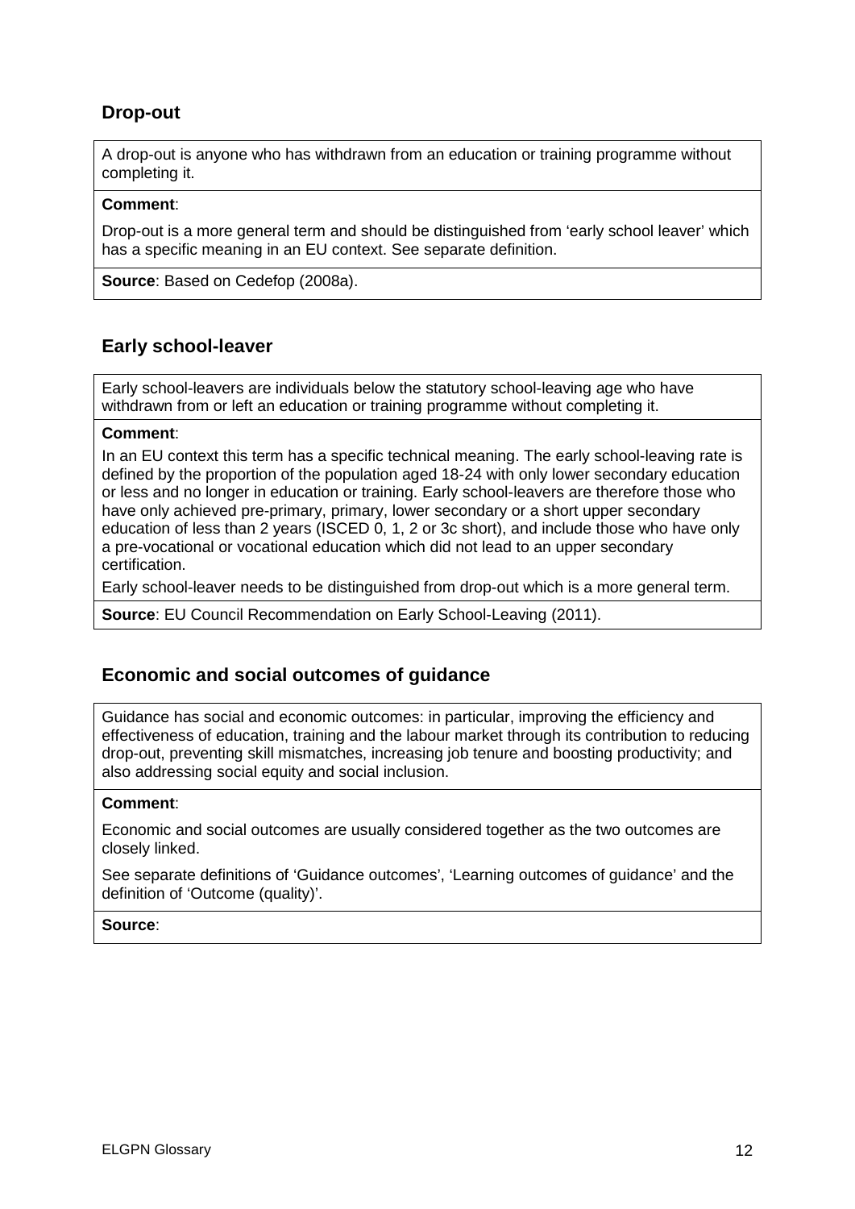## Drop-out

A drop-out is anyone who has withdrawn from an education or training programme without completing it.

**Comment**:

Drop-out is a more general term and should be distinguished from 'early school leaver' which has a specific meaning in an EU context. See separate definition.

**Source**: Based on Cedefop (2008a).

## Early school-leaver

Early school-leavers are individuals below the statutory school-leaving age who have withdrawn from or left an education or training programme without completing it.

**Comment**:

In an EU context this term has a specific technical meaning. The early school-leaving rate is defined by the proportion of the population aged 18-24 with only lower secondary education or less and no longer in education or training. Early school-leavers are therefore those who have only achieved pre-primary, primary, lower secondary or a short upper secondary education of less than 2 years (ISCED 0, 1, 2 or 3c short), and include those who have only a pre-vocational or vocational education which did not lead to an upper secondary certification.

Early school-leaver needs to be distinguished from drop-out which is a more general term.

**Source**: EU Council Recommendation on Early School-Leaving (2011).

## Economic and social outcomes of guidance

Guidance has social and economic outcomes: in particular, improving the efficiency and effectiveness of education, training and the labour market through its contribution to reducing drop-out, preventing skill mismatches, increasing job tenure and boosting productivity; and also addressing social equity and social inclusion.

**Comment**:

Economic and social outcomes are usually considered together as the two outcomes are closely linked.

See separate definitions of 'Guidance outcomes', 'Learning outcomes of guidance' and the definition of 'Outcome (quality)'.

**Source**: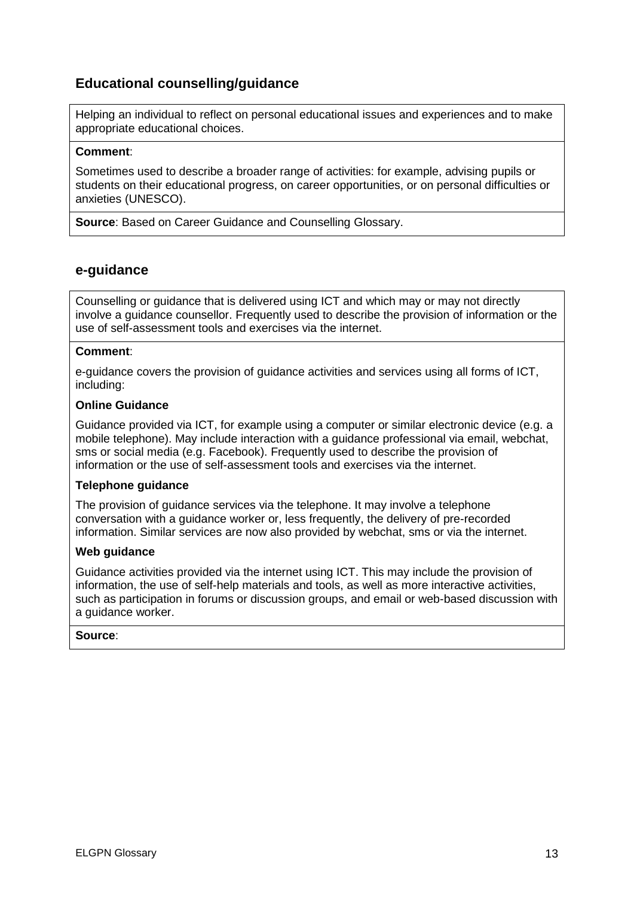## Educational counselling/guidance

Helping an individual to reflect on personal educational issues and experiences and to make appropriate educational choices.

**Comment**:

Sometimes used to describe a broader range of activities: for example, advising pupils or students on their educational progress, on career opportunities, or on personal difficulties or anxieties (UNESCO).

**Source**: Based on Career Guidance and Counselling Glossary.

## e-guidance

Counselling or guidance that is delivered using ICT and which may or may not directly involve a guidance counsellor. Frequently used to describe the provision of information or the use of self-assessment tools and exercises via the internet.

**Comment**:

e-guidance covers the provision of guidance activities and services using all forms of ICT, including:

**Online Guidance**

Guidance provided via ICT, for example using a computer or similar electronic device (e.g. a mobile telephone). May include interaction with a guidance professional via email, webchat, sms or social media (e.g. Facebook). Frequently used to describe the provision of information or the use of self-assessment tools and exercises via the internet.

**Telephone guidance**

The provision of guidance services via the telephone. It may involve a telephone conversation with a guidance worker or, less frequently, the delivery of pre-recorded information. Similar services are now also provided by webchat, sms or via the internet.

**Web guidance**

Guidance activities provided via the internet using ICT. This may include the provision of information, the use of self-help materials and tools, as well as more interactive activities, such as participation in forums or discussion groups, and email or web-based discussion with a guidance worker.

**Source**: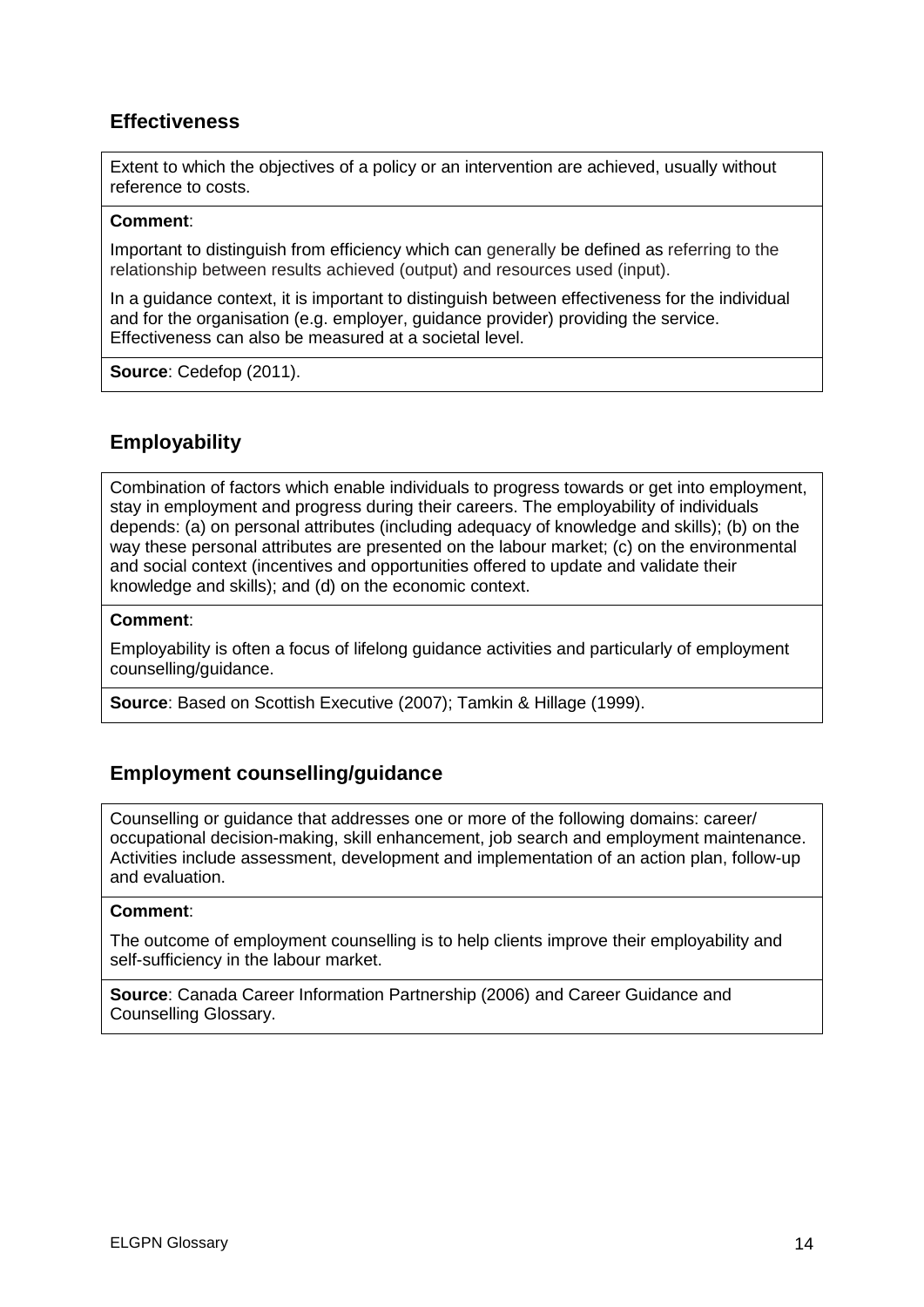## Effectiveness

Extent to which the objectives of a policy or an intervention are achieved, usually without reference to costs.

**Comment**:

Important to distinguish from efficiency which can generally be defined as referring to the relationship between results achieved (output) and resources used (input).

In a guidance context, it is important to distinguish between effectiveness for the individual and for the organisation (e.g. employer, guidance provider) providing the service. Effectiveness can also be measured at a societal level.

**Source**: Cedefop (2011).

## Employability

Combination of factors which enable individuals to progress towards or get into employment, stay in employment and progress during their careers. The employability of individuals depends: (a) on personal attributes (including adequacy of knowledge and skills); (b) on the way these personal attributes are presented on the labour market; (c) on the environmental and social context (incentives and opportunities offered to update and validate their knowledge and skills); and (d) on the economic context.

**Comment**:

Employability is often a focus of lifelong guidance activities and particularly of employment counselling/guidance.

**Source**: Based on Scottish Executive (2007); Tamkin & Hillage (1999).

## Employment counselling/guidance

Counselling or guidance that addresses one or more of the following domains: career/occupational decision-making, skill enhancement, job search and employment maintenance. Activities include assessment, development and implementation of an action plan, follow-up and evaluation.

**Comment**:

The outcome of employment counselling is to help clients improve their employability and self-sufficiency in the labour market.

**Source**: Canada Career Information Partnership (2006) and Career Guidance and Counselling Glossary.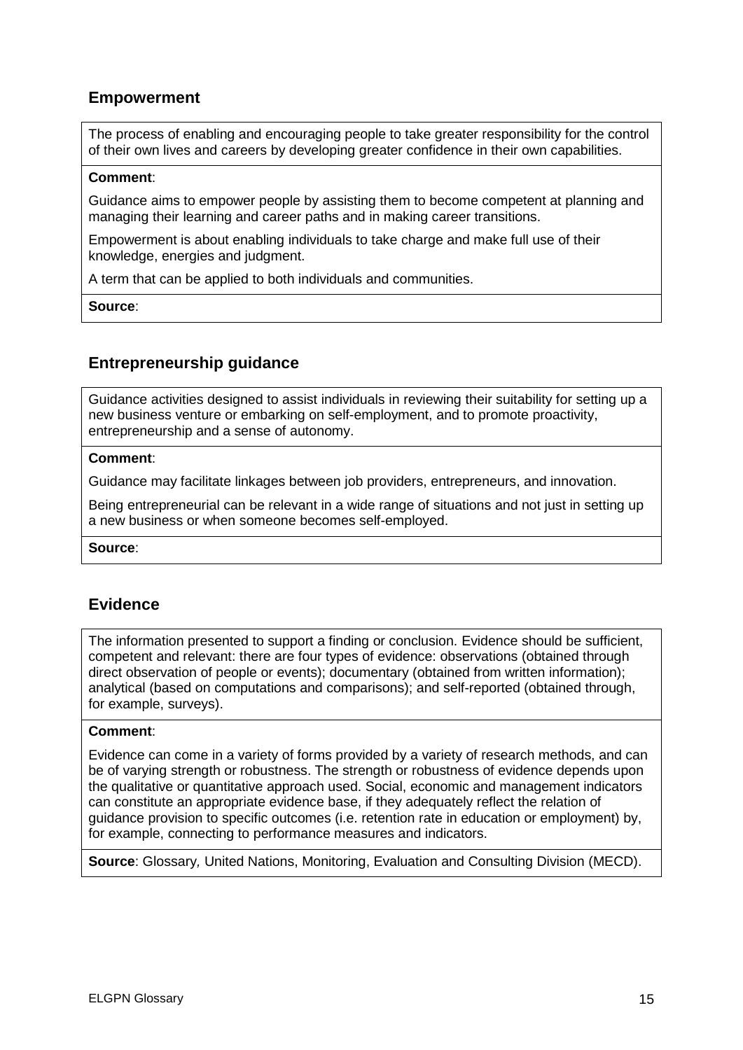## Empowerment

The process of enabling and encouraging people to take greater responsibility for the control of their own lives and careers by developing greater confidence in their own capabilities.

**Comment**:

Guidance aims to empower people by assisting them to become competent at planning and managing their learning and career paths and in making career transitions.

Empowerment is about enabling individuals to take charge and make full use of their knowledge, energies and judgment.

A term that can be applied to both individuals and communities.

**Source**:

## Entrepreneurship guidance

Guidance activities designed to assist individuals in reviewing their suitability for setting up a new business venture or embarking on self-employment, and to promote proactivity, entrepreneurship and a sense of autonomy.

**Comment**:

Guidance may facilitate linkages between job providers, entrepreneurs, and innovation.

Being entrepreneurial can be relevant in a wide range of situations and not just in setting up a new business or when someone becomes self-employed.

**Source**:

## Evidence

The information presented to support a finding or conclusion. Evidence should be sufficient, competent and relevant: there are four types of evidence: observations (obtained through direct observation of people or events); documentary (obtained from written information); analytical (based on computations and comparisons); and self-reported (obtained through, for example, surveys).

**Comment**:

Evidence can come in a variety of forms provided by a variety of research methods, and can be of varying strength or robustness. The strength or robustness of evidence depends upon the qualitative or quantitative approach used. Social, economic and management indicators can constitute an appropriate evidence base, if they adequately reflect the relation of guidance provision to specific outcomes (i.e. retention rate in education or employment) by, for example, connecting to performance measures and indicators.

**Source**: Glossary*,* United Nations, Monitoring, Evaluation and Consulting Division (MECD).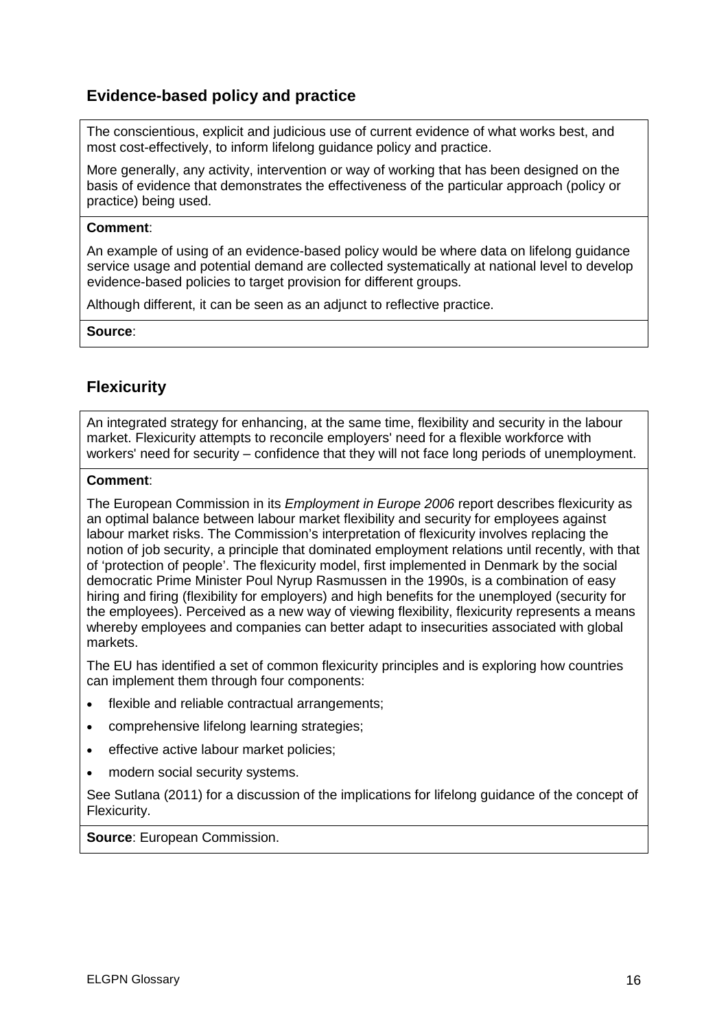## Evidence-based policy and practice

The conscientious, explicit and judicious use of current evidence of what works best, and most cost-effectively, to inform lifelong guidance policy and practice.

More generally, any activity, intervention or way of working that has been designed on the basis of evidence that demonstrates the effectiveness of the particular approach (policy or practice) being used.

**Comment**:

An example of using of an evidence-based policy would be where data on lifelong guidance service usage and potential demand are collected systematically at national level to develop evidence-based policies to target provision for different groups.

Although different, it can be seen as an adjunct to reflective practice.

**Source**:

## Flexicurity

An integrated strategy for enhancing, at the same time, flexibility and security in the labour market. Flexicurity attempts to reconcile employers' need for a flexible workforce with workers' need for security – confidence that they will not face long periods of unemployment.

**Comment**:

The European Commission in its *Employment in Europe 2006* report describes flexicurity as an optimal balance between labour market flexibility and security for employees against labour market risks. The Commission's interpretation of flexicurity involves replacing the notion of job security, a principle that dominated employment relations until recently, with that of 'protection of people'. The flexicurity model, first implemented in Denmark by the social democratic Prime Minister Poul Nyrup Rasmussen in the 1990s, is a combination of easy hiring and firing (flexibility for employers) and high benefits for the unemployed (security for the employees). Perceived as a new way of viewing flexibility, flexicurity represents a means whereby employees and companies can better adapt to insecurities associated with global markets.

The EU has identified a set of common flexicurity principles and is exploring how countries can implement them through four components:

- flexible and reliable contractual arrangements;
- comprehensive lifelong learning strategies;
- effective active labour market policies;
- modern social security systems.

See Sutlana (2011) for a discussion of the implications for lifelong guidance of the concept of Flexicurity.

**Source**: European Commission.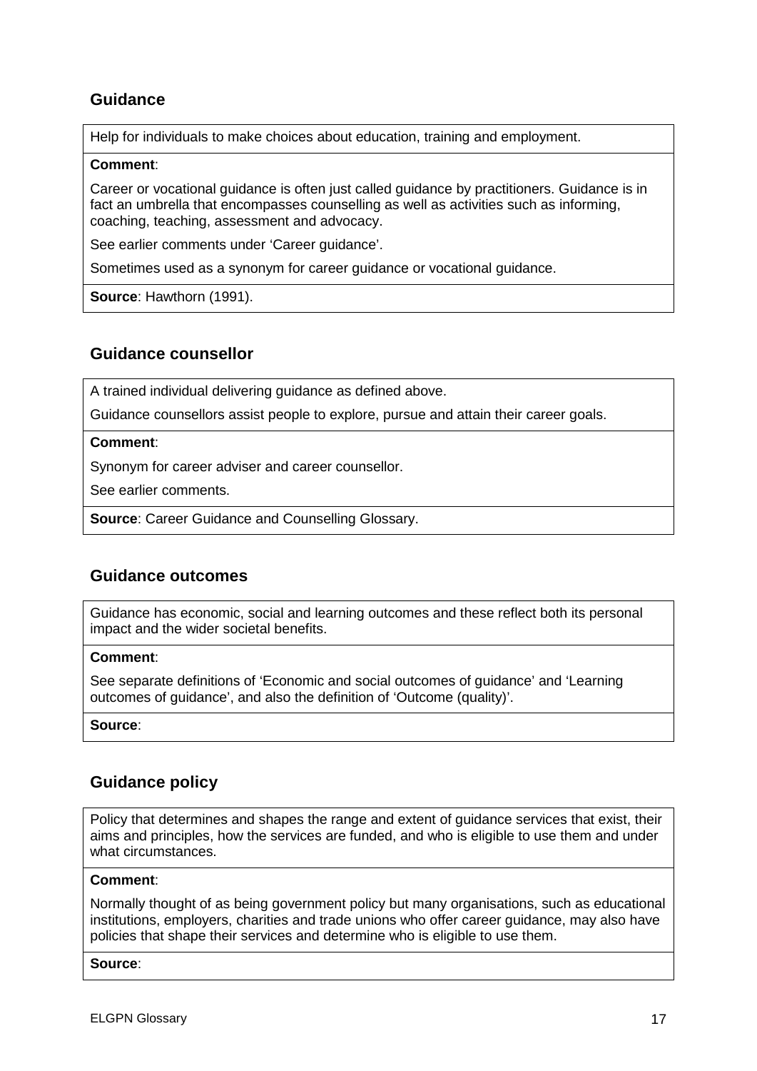## Guidance

Help for individuals to make choices about education, training and employment.

**Comment**:

Career or vocational guidance is often just called guidance by practitioners. Guidance is in fact an umbrella that encompasses counselling as well as activities such as informing, coaching, teaching, assessment and advocacy.

See earlier comments under 'Career guidance'.

Sometimes used as a synonym for career guidance or vocational guidance.

**Source**: Hawthorn (1991).

## Guidance counsellor

A trained individual delivering guidance as defined above.

Guidance counsellors assist people to explore, pursue and attain their career goals.

**Comment**:

Synonym for career adviser and career counsellor.

See earlier comments.

**Source**: Career Guidance and Counselling Glossary.

## Guidance outcomes

Guidance has economic, social and learning outcomes and these reflect both its personal impact and the wider societal benefits.

**Comment**:

See separate definitions of 'Economic and social outcomes of guidance' and 'Learning outcomes of guidance', and also the definition of 'Outcome (quality)'.

**Source**:

## Guidance policy

Policy that determines and shapes the range and extent of guidance services that exist, their aims and principles, how the services are funded, and who is eligible to use them and under what circumstances.

**Comment**:

Normally thought of as being government policy but many organisations, such as educational institutions, employers, charities and trade unions who offer career guidance, may also have policies that shape their services and determine who is eligible to use them.

**Source**: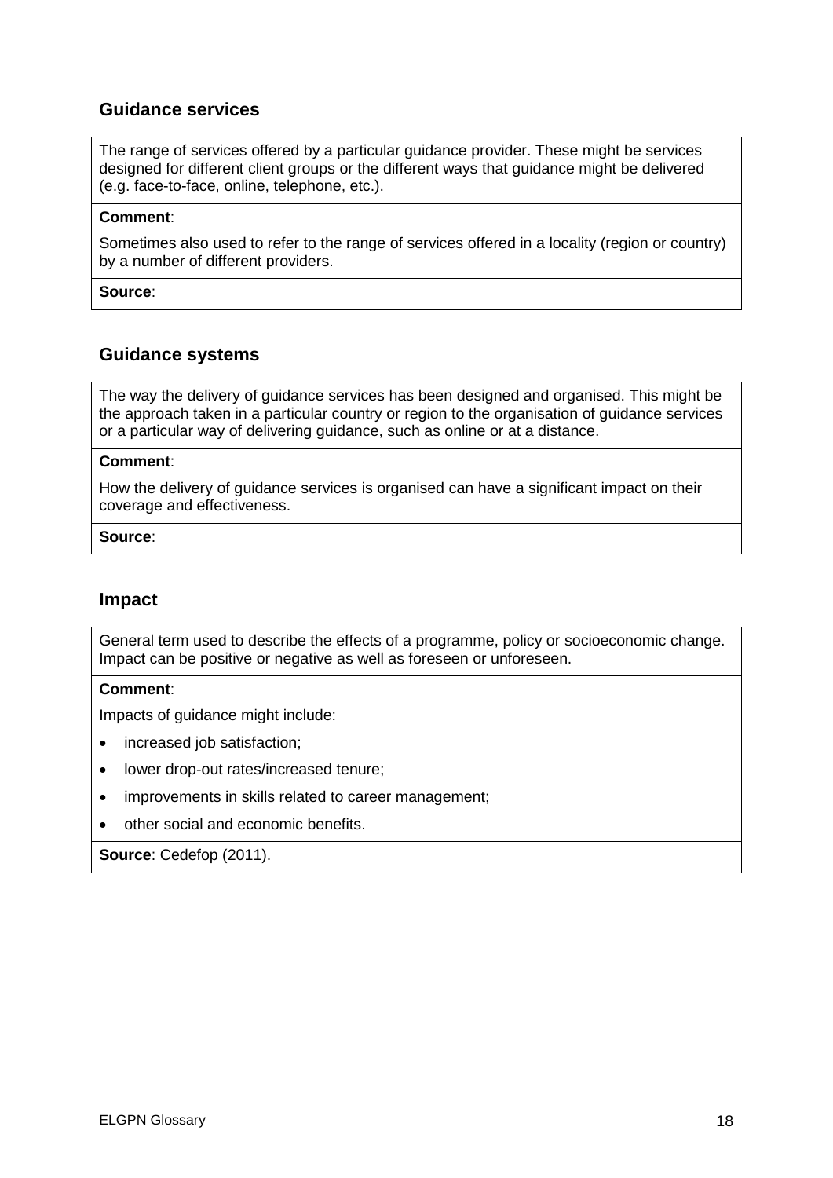## Guidance services

The range of services offered by a particular guidance provider. These might be services designed for different client groups or the different ways that guidance might be delivered (e.g. face-to-face, online, telephone, etc.).

**Comment**:

Sometimes also used to refer to the range of services offered in a locality (region or country) by a number of different providers.

**Source**:

## Guidance systems

The way the delivery of guidance services has been designed and organised. This might be the approach taken in a particular country or region to the organisation of guidance services or a particular way of delivering guidance, such as online or at a distance.

**Comment**:

How the delivery of guidance services is organised can have a significant impact on their coverage and effectiveness.

**Source**:

## Impact

General term used to describe the effects of a programme, policy or socioeconomic change. Impact can be positive or negative as well as foreseen or unforeseen.

**Comment**:

Impacts of guidance might include:

- increased job satisfaction;
- lower drop-out rates/increased tenure;
- improvements in skills related to career management;
- other social and economic benefits.

**Source**: Cedefop (2011).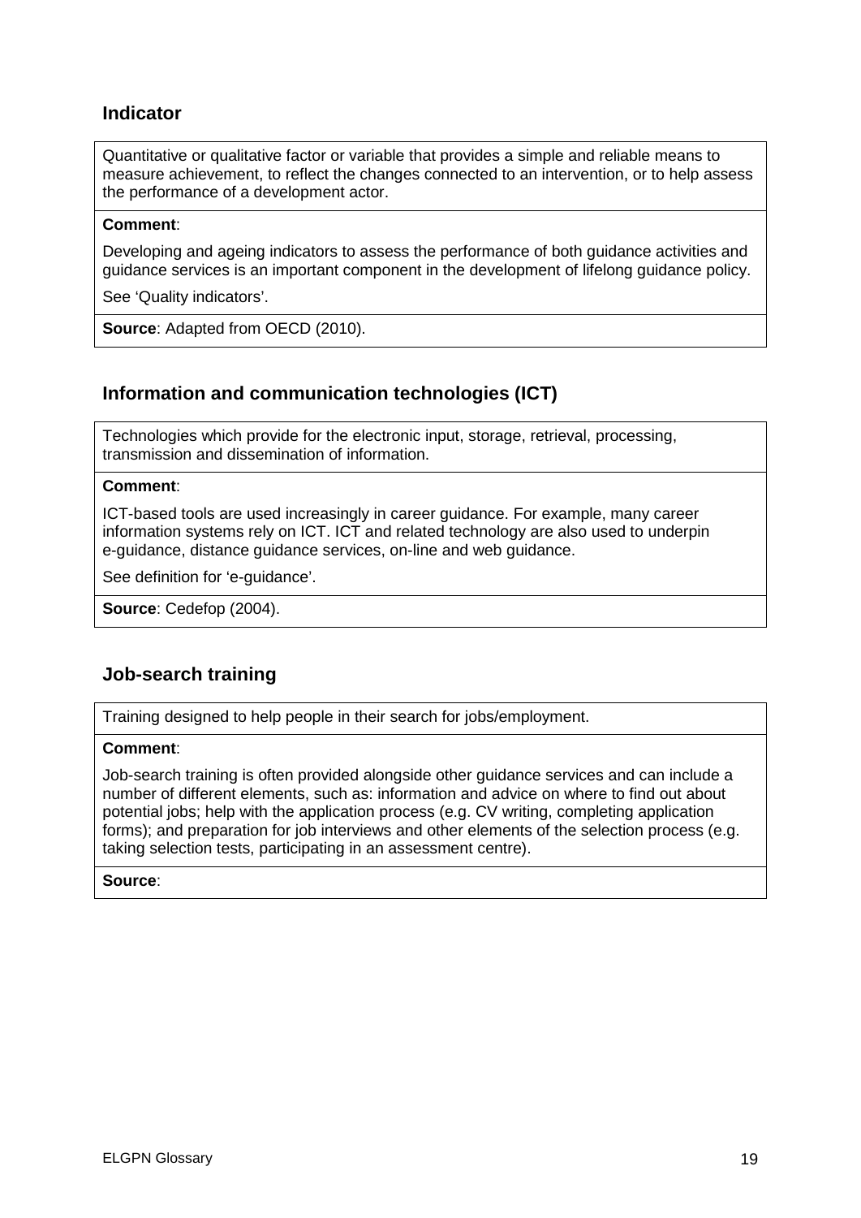### Indicator

Quantitative or qualitative factor or variable that provides a simple and reliable means to measure achievement, to reflect the changes connected to an intervention, or to help assess the performance of a development actor.

**Comment**:

Developing and ageing indicators to assess the performance of both guidance activities and guidance services is an important component in the development of lifelong guidance policy.

See 'Quality indicators'.

**Source**: Adapted from OECD (2010).

### Information and communication technologies (ICT)

Technologies which provide for the electronic input, storage, retrieval, processing, transmission and dissemination of information.

**Comment**:

ICT-based tools are used increasingly in career guidance. For example, many career information systems rely on ICT. ICT and related technology are also used to underpin e-guidance, distance guidance services, on-line and web guidance.

See definition for 'e-guidance'.

**Source**: Cedefop (2004).

### Job-search training

Training designed to help people in their search for jobs/employment.

**Comment**:

Job-search training is often provided alongside other guidance services and can include a number of different elements, such as: information and advice on where to find out about potential jobs; help with the application process (e.g. CV writing, completing application forms); and preparation for job interviews and other elements of the selection process (e.g. taking selection tests, participating in an assessment centre).

**Source**: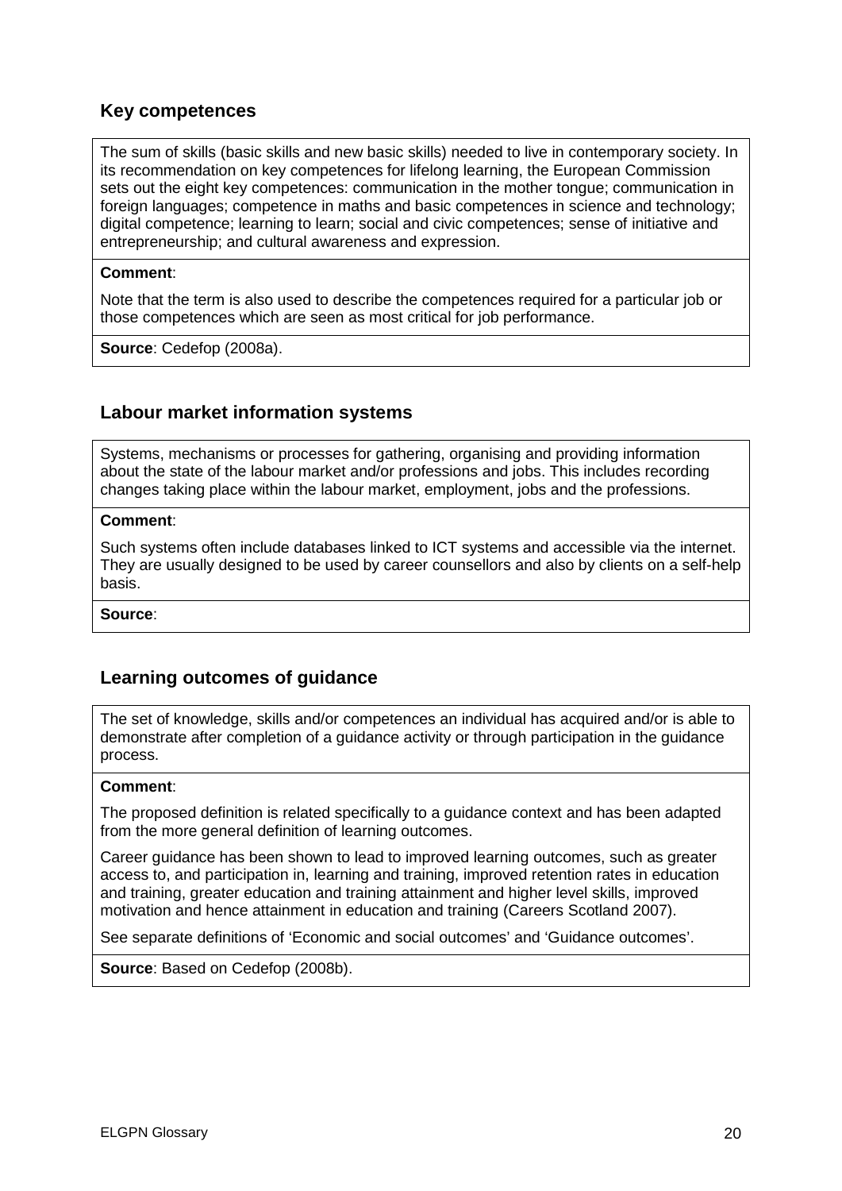## Key competences

The sum of skills (basic skills and new basic skills) needed to live in contemporary society. In its recommendation on key competences for lifelong learning, the European Commission sets out the eight key competences: communication in the mother tongue; communication in foreign languages; competence in maths and basic competences in science and technology; digital competence; learning to learn; social and civic competences; sense of initiative and entrepreneurship; and cultural awareness and expression.

**Comment**:

Note that the term is also used to describe the competences required for a particular job or those competences which are seen as most critical for job performance.

**Source**: Cedefop (2008a).

## Labour market information systems

Systems, mechanisms or processes for gathering, organising and providing information about the state of the labour market and/or professions and jobs. This includes recording changes taking place within the labour market, employment, jobs and the professions.

**Comment**:

Such systems often include databases linked to ICT systems and accessible via the internet. They are usually designed to be used by career counsellors and also by clients on a self-help basis.

**Source**:

## Learning outcomes of guidance

The set of knowledge, skills and/or competences an individual has acquired and/or is able to demonstrate after completion of a guidance activity or through participation in the guidance process.

**Comment**:

The proposed definition is related specifically to a guidance context and has been adapted from the more general definition of learning outcomes.

Career guidance has been shown to lead to improved learning outcomes, such as greater access to, and participation in, learning and training, improved retention rates in education and training, greater education and training attainment and higher level skills, improved motivation and hence attainment in education and training (Careers Scotland 2007).

See separate definitions of 'Economic and social outcomes' and 'Guidance outcomes'.

**Source**: Based on Cedefop (2008b).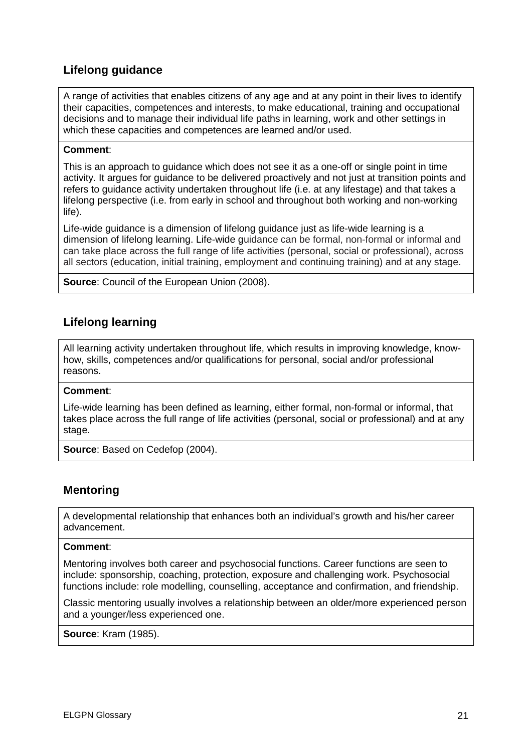## Lifelong guidance

A range of activities that enables citizens of any age and at any point in their lives to identify their capacities, competences and interests, to make educational, training and occupational decisions and to manage their individual life paths in learning, work and other settings in which these capacities and competences are learned and/or used.

**Comment**:

This is an approach to guidance which does not see it as a one-off or single point in time activity. It argues for guidance to be delivered proactively and not just at transition points and refers to guidance activity undertaken throughout life (i.e. at any lifestage) and that takes a lifelong perspective (i.e. from early in school and throughout both working and non-working life).

Life-wide guidance is a dimension of lifelong guidance just as life-wide learning is a dimension of lifelong learning. Life-wide guidance can be formal, non-formal or informal and can take place across the full range of life activities (personal, social or professional), across all sectors (education, initial training, employment and continuing training) and at any stage.

**Source**: Council of the European Union (2008).

## Lifelong learning

All learning activity undertaken throughout life, which results in improving knowledge, know-how, skills, competences and/or qualifications for personal, social and/or professional reasons.

**Comment**:

Life-wide learning has been defined as learning, either formal, non-formal or informal, that takes place across the full range of life activities (personal, social or professional) and at any stage.

**Source**: Based on Cedefop (2004).

## Mentoring

A developmental relationship that enhances both an individual's growth and his/her career advancement.

**Comment**:

Mentoring involves both career and psychosocial functions. Career functions are seen to include: sponsorship, coaching, protection, exposure and challenging work. Psychosocial functions include: role modelling, counselling, acceptance and confirmation, and friendship.

Classic mentoring usually involves a relationship between an older/more experienced person and a younger/less experienced one.

**Source**: Kram (1985).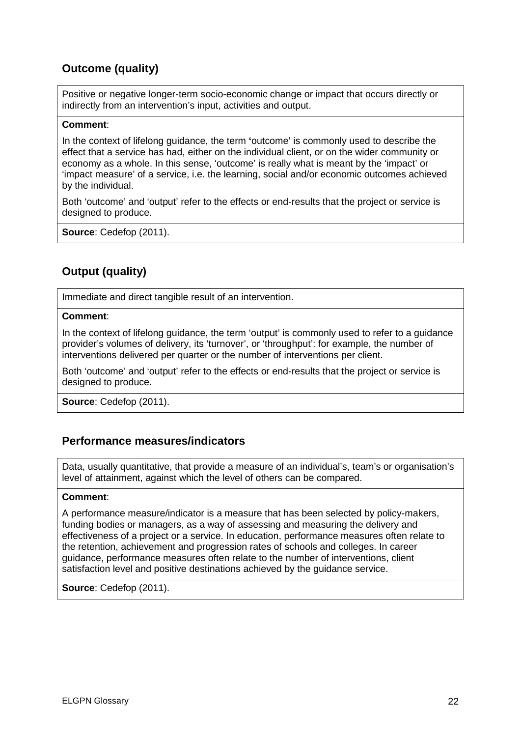## Outcome (quality)

Positive or negative longer-term socio-economic change or impact that occurs directly or indirectly from an intervention's input, activities and output.

**Comment**:

In the context of lifelong guidance, the term 'outcome' is commonly used to describe the effect that a service has had, either on the individual client, or on the wider community or economy as a whole. In this sense, 'outcome' is really what is meant by the 'impact' or 'impact measure' of a service, i.e. the learning, social and/or economic outcomes achieved by the individual.

Both 'outcome' and 'output' refer to the effects or end-results that the project or service is designed to produce.

**Source**: Cedefop (2011).

## Output (quality)

Immediate and direct tangible result of an intervention.

**Comment**:

In the context of lifelong guidance, the term 'output' is commonly used to refer to a guidance provider's volumes of delivery, its 'turnover', or 'throughput': for example, the number of interventions delivered per quarter or the number of interventions per client.

Both 'outcome' and 'output' refer to the effects or end-results that the project or service is designed to produce.

**Source**: Cedefop (2011).

## Performance measures/indicators

Data, usually quantitative, that provide a measure of an individual's, team's or organisation's level of attainment, against which the level of others can be compared.

**Comment**:

A performance measure/indicator is a measure that has been selected by policy-makers, funding bodies or managers, as a way of assessing and measuring the delivery and effectiveness of a project or a service. In education, performance measures often relate to the retention, achievement and progression rates of schools and colleges. In career guidance, performance measures often relate to the number of interventions, client satisfaction level and positive destinations achieved by the guidance service.

**Source**: Cedefop (2011).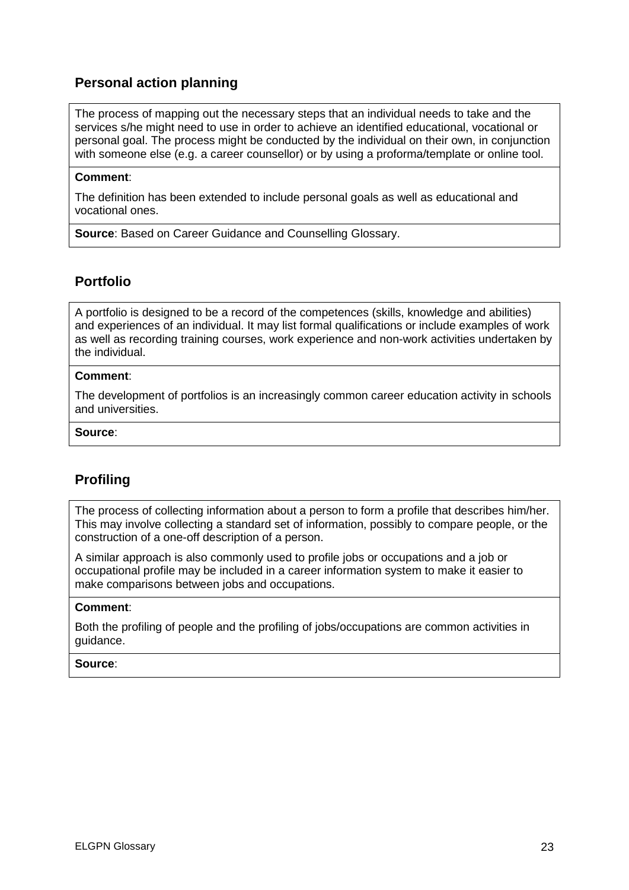## Personal action planning

The process of mapping out the necessary steps that an individual needs to take and the services s/he might need to use in order to achieve an identified educational, vocational or personal goal. The process might be conducted by the individual on their own, in conjunction with someone else (e.g. a career counsellor) or by using a proforma/template or online tool.

**Comment**:

The definition has been extended to include personal goals as well as educational and vocational ones.

**Source**: Based on Career Guidance and Counselling Glossary.

## Portfolio

A portfolio is designed to be a record of the competences (skills, knowledge and abilities) and experiences of an individual. It may list formal qualifications or include examples of work as well as recording training courses, work experience and non-work activities undertaken by the individual.

**Comment**:

The development of portfolios is an increasingly common career education activity in schools and universities.

**Source**:

## Profiling

The process of collecting information about a person to form a profile that describes him/her. This may involve collecting a standard set of information, possibly to compare people, or the construction of a one-off description of a person.

A similar approach is also commonly used to profile jobs or occupations and a job or occupational profile may be included in a career information system to make it easier to make comparisons between jobs and occupations.

**Comment**:

Both the profiling of people and the profiling of jobs/occupations are common activities in guidance.

**Source**: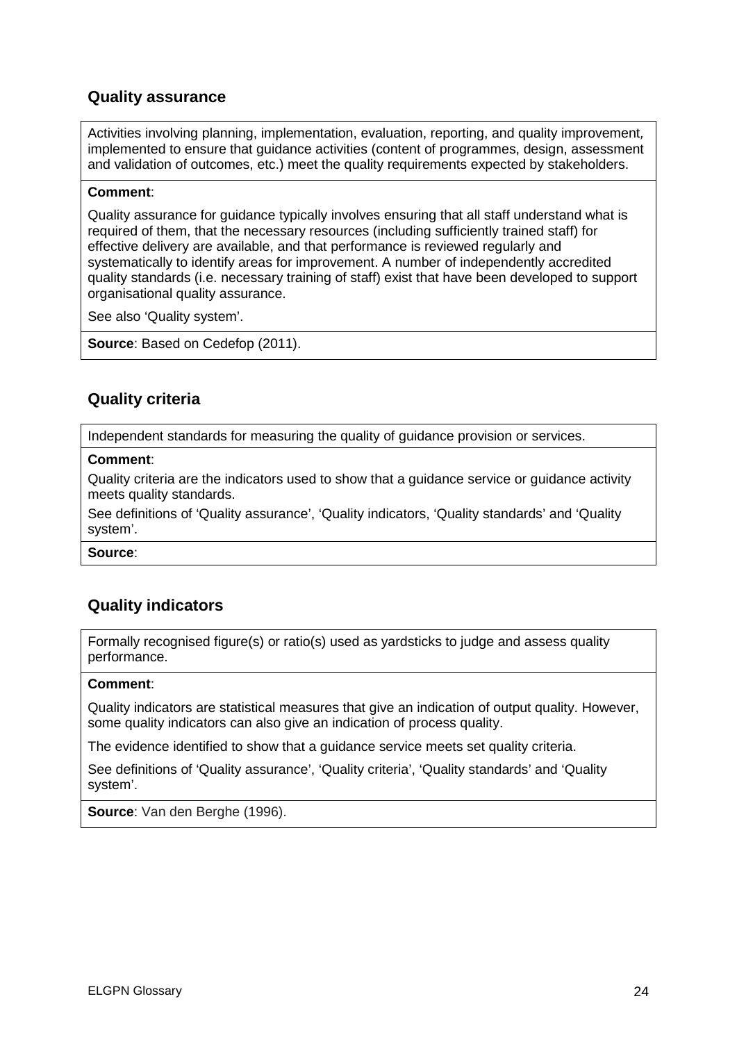## Quality assurance

Activities involving planning, implementation, evaluation, reporting, and quality improvement, implemented to ensure that guidance activities (content of programmes, design, assessment and validation of outcomes, etc.) meet the quality requirements expected by stakeholders.

**Comment**:

Quality assurance for guidance typically involves ensuring that all staff understand what is required of them, that the necessary resources (including sufficiently trained staff) for effective delivery are available, and that performance is reviewed regularly and systematically to identify areas for improvement. A number of independently accredited quality standards (i.e. necessary training of staff) exist that have been developed to support organisational quality assurance.

See also 'Quality system'.

**Source**: Based on Cedefop (2011).

## Quality criteria

Independent standards for measuring the quality of guidance provision or services.

**Comment**:

Quality criteria are the indicators used to show that a guidance service or guidance activity meets quality standards.

See definitions of 'Quality assurance', 'Quality indicators, 'Quality standards' and 'Quality system'.

**Source**:

## Quality indicators

Formally recognised figure(s) or ratio(s) used as yardsticks to judge and assess quality performance.

**Comment**:

Quality indicators are statistical measures that give an indication of output quality. However, some quality indicators can also give an indication of process quality.

The evidence identified to show that a guidance service meets set quality criteria.

See definitions of 'Quality assurance', 'Quality criteria', 'Quality standards' and 'Quality system'.

**Source**: Van den Berghe (1996).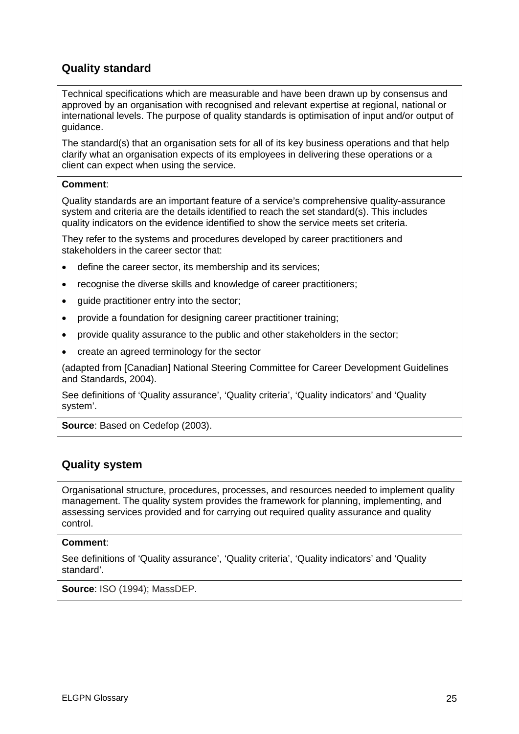## Quality standard

Technical specifications which are measurable and have been drawn up by consensus and approved by an organisation with recognised and relevant expertise at regional, national or international levels. The purpose of quality standards is optimisation of input and/or output of guidance.

The standard(s) that an organisation sets for all of its key business operations and that help clarify what an organisation expects of its employees in delivering these operations or a client can expect when using the service.

**Comment**:

Quality standards are an important feature of a service's comprehensive quality-assurance system and criteria are the details identified to reach the set standard(s). This includes quality indicators on the evidence identified to show the service meets set criteria.

They refer to the systems and procedures developed by career practitioners and stakeholders in the career sector that:

- define the career sector, its membership and its services;
- recognise the diverse skills and knowledge of career practitioners;
- guide practitioner entry into the sector;
- provide a foundation for designing career practitioner training;
- provide quality assurance to the public and other stakeholders in the sector;
- create an agreed terminology for the sector

(adapted from [Canadian] National Steering Committee for Career Development Guidelines and Standards, 2004).

See definitions of 'Quality assurance', 'Quality criteria', 'Quality indicators' and 'Quality system'.

**Source**: Based on Cedefop (2003).

## Quality system

Organisational structure, procedures, processes, and resources needed to implement quality management. The quality system provides the framework for planning, implementing, and assessing services provided and for carrying out required quality assurance and quality control.

**Comment**:

See definitions of 'Quality assurance', 'Quality criteria', 'Quality indicators' and 'Quality standard'.

**Source**: ISO (1994); MassDEP.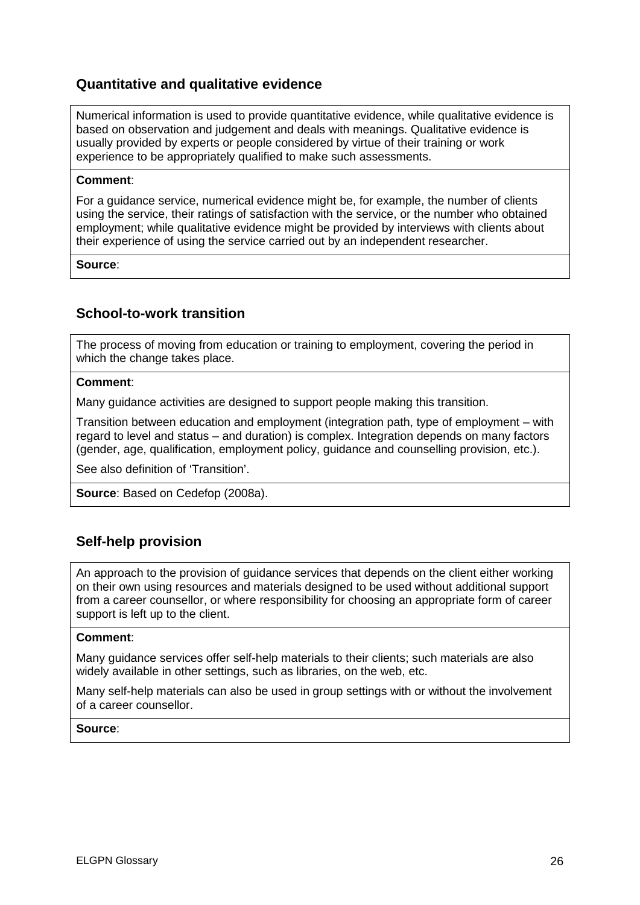## Quantitative and qualitative evidence

Numerical information is used to provide quantitative evidence, while qualitative evidence is based on observation and judgement and deals with meanings. Qualitative evidence is usually provided by experts or people considered by virtue of their training or work experience to be appropriately qualified to make such assessments.

**Comment**:

For a guidance service, numerical evidence might be, for example, the number of clients using the service, their ratings of satisfaction with the service, or the number who obtained employment; while qualitative evidence might be provided by interviews with clients about their experience of using the service carried out by an independent researcher.

**Source**:

## School-to-work transition

The process of moving from education or training to employment, covering the period in which the change takes place.

**Comment**:

Many guidance activities are designed to support people making this transition.

Transition between education and employment (integration path, type of employment – with regard to level and status – and duration) is complex. Integration depends on many factors (gender, age, qualification, employment policy, guidance and counselling provision, etc.).

See also definition of 'Transition'.

**Source**: Based on Cedefop (2008a).

## Self-help provision

An approach to the provision of guidance services that depends on the client either working on their own using resources and materials designed to be used without additional support from a career counsellor, or where responsibility for choosing an appropriate form of career support is left up to the client.

**Comment**:

Many guidance services offer self-help materials to their clients; such materials are also widely available in other settings, such as libraries, on the web, etc.

Many self-help materials can also be used in group settings with or without the involvement of a career counsellor.

**Source**: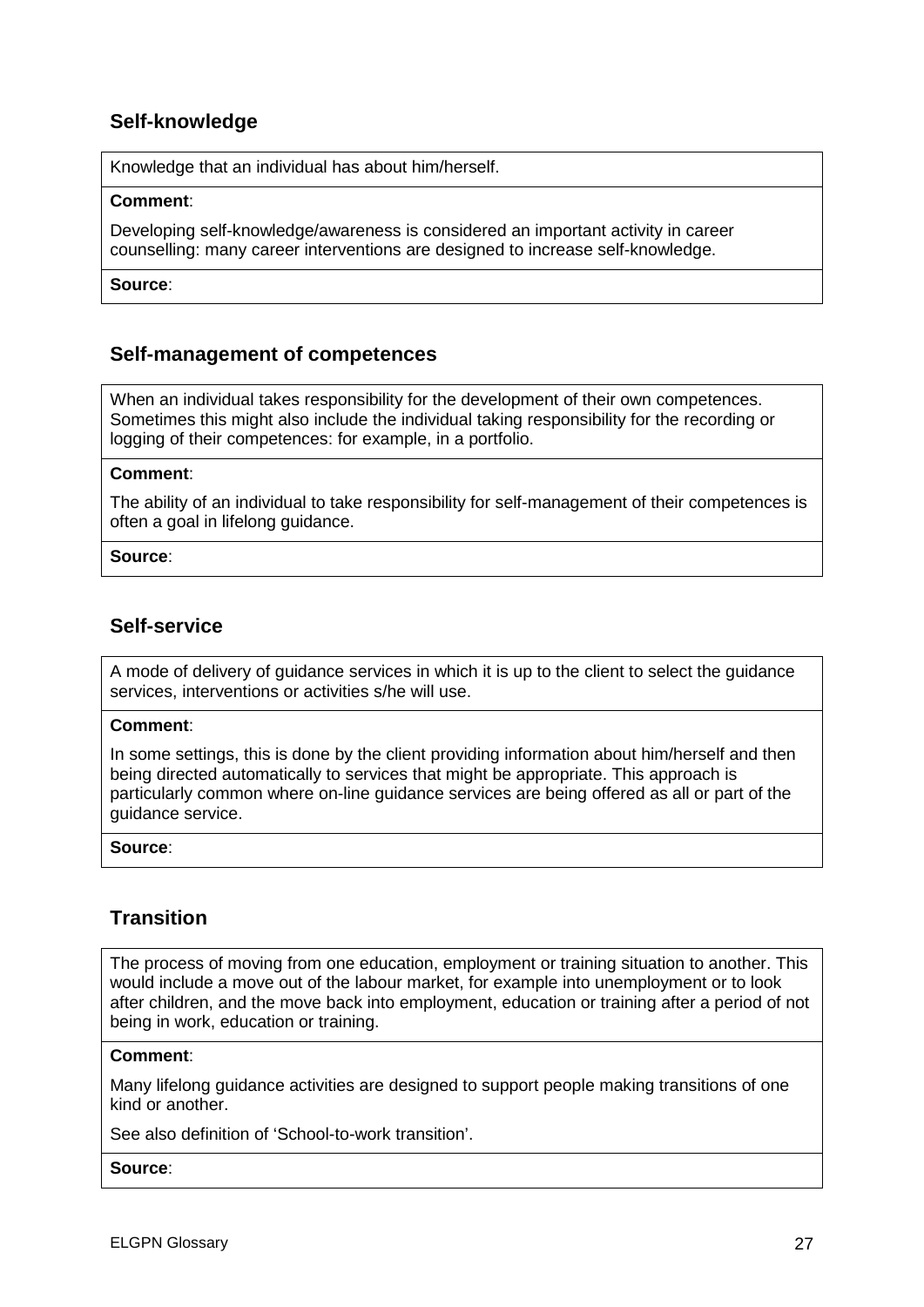## Self-knowledge

Knowledge that an individual has about him/herself.

**Comment**:

Developing self-knowledge/awareness is considered an important activity in career counselling: many career interventions are designed to increase self-knowledge.

**Source**:

## Self-management of competences

When an individual takes responsibility for the development of their own competences. Sometimes this might also include the individual taking responsibility for the recording or logging of their competences: for example, in a portfolio.

**Comment**:

The ability of an individual to take responsibility for self-management of their competences is often a goal in lifelong guidance.

**Source**:

## Self-service

A mode of delivery of guidance services in which it is up to the client to select the guidance services, interventions or activities s/he will use.

**Comment**:

In some settings, this is done by the client providing information about him/herself and then being directed automatically to services that might be appropriate. This approach is particularly common where on-line guidance services are being offered as all or part of the guidance service.

**Source**:

## Transition

The process of moving from one education, employment or training situation to another. This would include a move out of the labour market, for example into unemployment or to look after children, and the move back into employment, education or training after a period of not being in work, education or training.

**Comment**:

Many lifelong guidance activities are designed to support people making transitions of one kind or another.

See also definition of 'School-to-work transition'.

**Source**: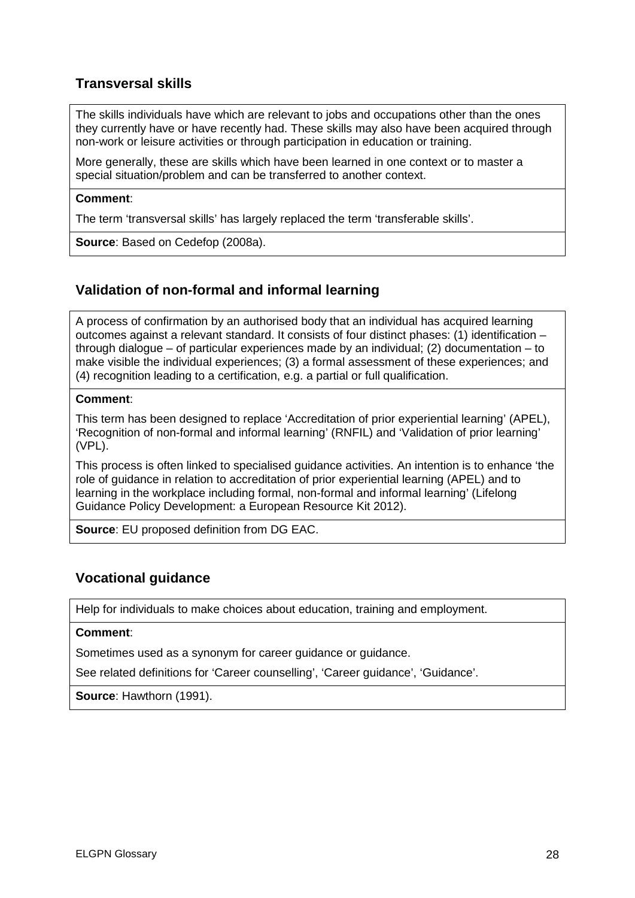## Transversal skills

The skills individuals have which are relevant to jobs and occupations other than the ones they currently have or have recently had. These skills may also have been acquired through non-work or leisure activities or through participation in education or training.

More generally, these are skills which have been learned in one context or to master a special situation/problem and can be transferred to another context.

**Comment**:

The term 'transversal skills' has largely replaced the term 'transferable skills'.

**Source**: Based on Cedefop (2008a).

## Validation of non-formal and informal learning

A process of confirmation by an authorised body that an individual has acquired learning outcomes against a relevant standard. It consists of four distinct phases: (1) identification – through dialogue – of particular experiences made by an individual; (2) documentation – to make visible the individual experiences; (3) a formal assessment of these experiences; and (4) recognition leading to a certification, e.g. a partial or full qualification.

**Comment**:

This term has been designed to replace 'Accreditation of prior experiential learning' (APEL), 'Recognition of non-formal and informal learning' (RNFIL) and 'Validation of prior learning' (VPL).

This process is often linked to specialised guidance activities. An intention is to enhance 'the role of guidance in relation to accreditation of prior experiential learning (APEL) and to learning in the workplace including formal, non-formal and informal learning' (Lifelong Guidance Policy Development: a European Resource Kit 2012).

**Source**: EU proposed definition from DG EAC.

## Vocational guidance

Help for individuals to make choices about education, training and employment.

**Comment**:

Sometimes used as a synonym for career guidance or guidance.

See related definitions for 'Career counselling', 'Career guidance', 'Guidance'.

**Source**: Hawthorn (1991).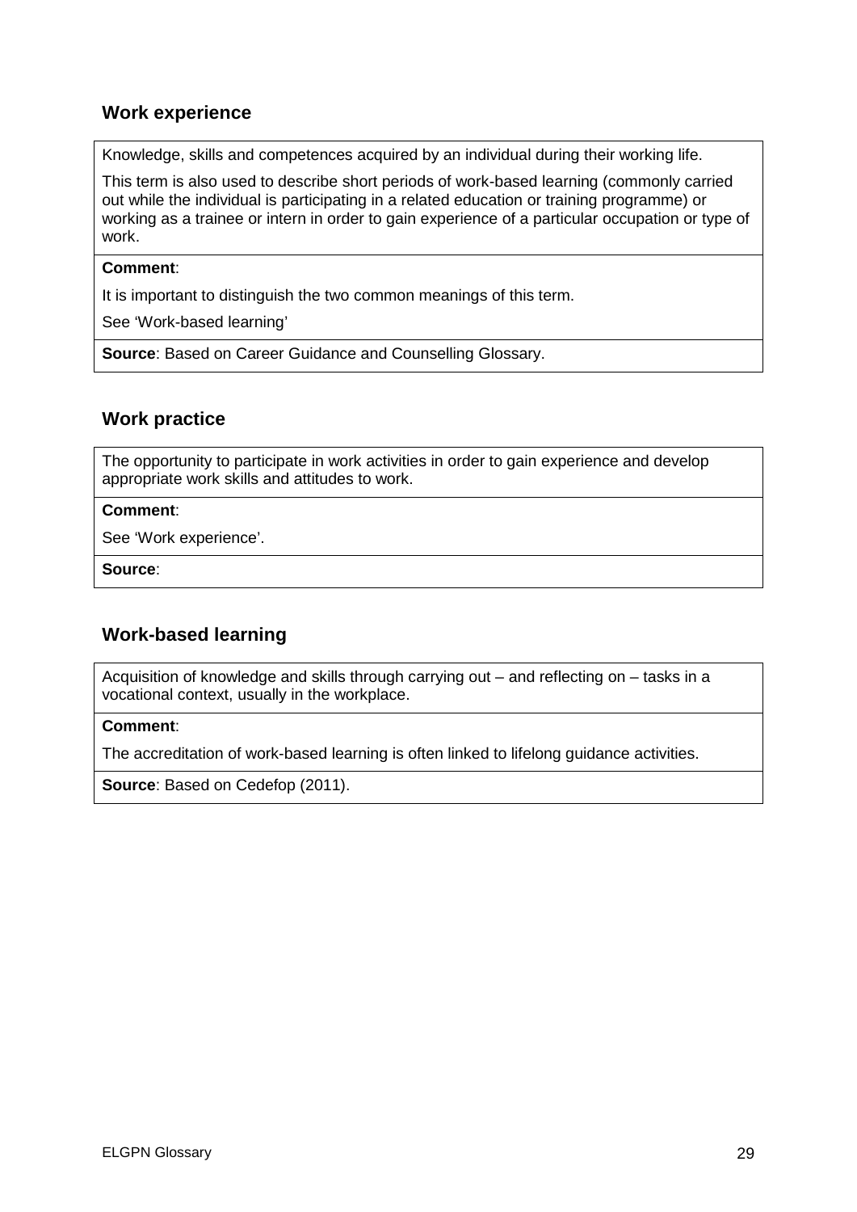## Work experience

Knowledge, skills and competences acquired by an individual during their working life.

This term is also used to describe short periods of work-based learning (commonly carried out while the individual is participating in a related education or training programme) or working as a trainee or intern in order to gain experience of a particular occupation or type of work.

**Comment**:

It is important to distinguish the two common meanings of this term.

See 'Work-based learning'

**Source**: Based on Career Guidance and Counselling Glossary.

## Work practice

The opportunity to participate in work activities in order to gain experience and develop appropriate work skills and attitudes to work.

**Comment**:

See 'Work experience'.

**Source**:

## Work-based learning

Acquisition of knowledge and skills through carrying out – and reflecting on – tasks in a vocational context, usually in the workplace.

**Comment**:

The accreditation of work-based learning is often linked to lifelong guidance activities.

**Source**: Based on Cedefop (2011).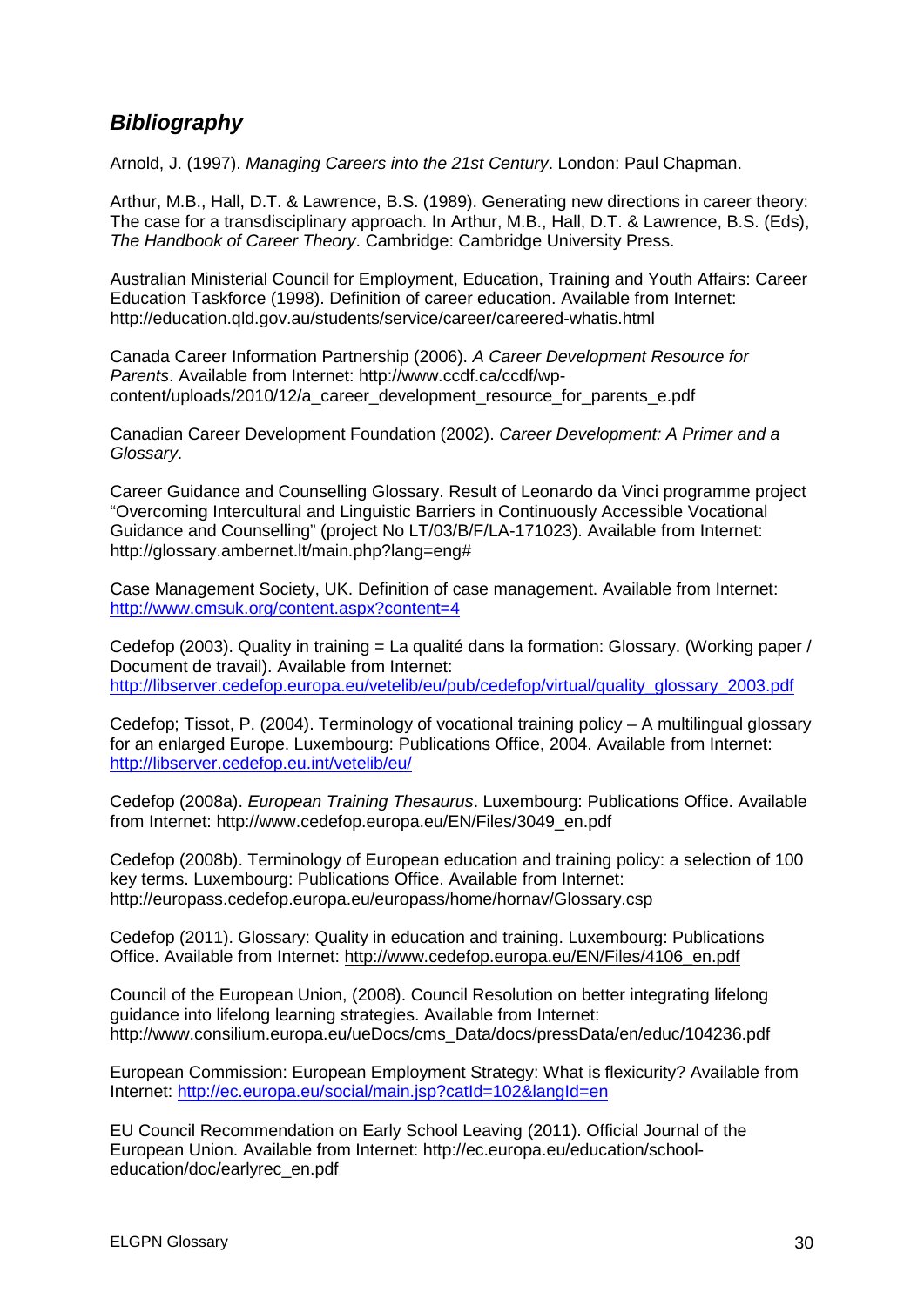## *Bibliography*

Arnold, J. (1997). *Managing Careers into the 21st Century*. London: Paul Chapman.

Arthur, M.B., Hall, D.T. & Lawrence, B.S. (1989). Generating new directions in career theory: The case for a transdisciplinary approach. In Arthur, M.B., Hall, D.T. & Lawrence, B.S. (Eds), *The Handbook of Career Theory*. Cambridge: Cambridge University Press.

Australian Ministerial Council for Employment, Education, Training and Youth Affairs: Career Education Taskforce (1998). Definition of career education. Available from Internet: http://education.qld.gov.au/students/service/career/careered-whatis.html

Canada Career Information Partnership (2006). *A Career Development Resource for Parents*. Available from Internet: http://www.ccdf.ca/ccdf/wp-content/uploads/2010/12/a_career_development_resource_for_parents_e.pdf

Canadian Career Development Foundation (2002). *Career Development: A Primer and a Glossary*.

Career Guidance and Counselling Glossary. Result of Leonardo da Vinci programme project "Overcoming Intercultural and Linguistic Barriers in Continuously Accessible Vocational Guidance and Counselling" (project No LT/03/B/F/LA-171023). Available from Internet: http://glossary.ambernet.lt/main.php?lang=eng#

Case Management Society, UK. Definition of case management. Available from Internet: http://www.cmsuk.org/content.aspx?content=4

Cedefop (2003). Quality in training = La qualité dans la formation: Glossary. (Working paper / Document de travail). Available from Internet: http://libserver.cedefop.europa.eu/vetelib/eu/pub/cedefop/virtual/quality_glossary_2003.pdf

Cedefop; Tissot, P. (2004). Terminology of vocational training policy – A multilingual glossary for an enlarged Europe. Luxembourg: Publications Office, 2004. Available from Internet: http://libserver.cedefop.eu.int/vetelib/eu/

Cedefop (2008a). *European Training Thesaurus*. Luxembourg: Publications Office. Available from Internet: http://www.cedefop.europa.eu/EN/Files/3049_en.pdf

Cedefop (2008b). Terminology of European education and training policy: a selection of 100 key terms. Luxembourg: Publications Office. Available from Internet: http://europass.cedefop.europa.eu/europass/home/hornav/Glossary.csp

Cedefop (2011). Glossary: Quality in education and training. Luxembourg: Publications Office. Available from Internet: http://www.cedefop.europa.eu/EN/Files/4106_en.pdf

Council of the European Union, (2008). Council Resolution on better integrating lifelong guidance into lifelong learning strategies. Available from Internet: http://www.consilium.europa.eu/ueDocs/cms_Data/docs/pressData/en/educ/104236.pdf

European Commission: European Employment Strategy: What is flexicurity? Available from Internet: http://ec.europa.eu/social/main.jsp?catId=102&langId=en

EU Council Recommendation on Early School Leaving (2011). Official Journal of the European Union. Available from Internet: http://ec.europa.eu/education/school-education/doc/earlyrec_en.pdf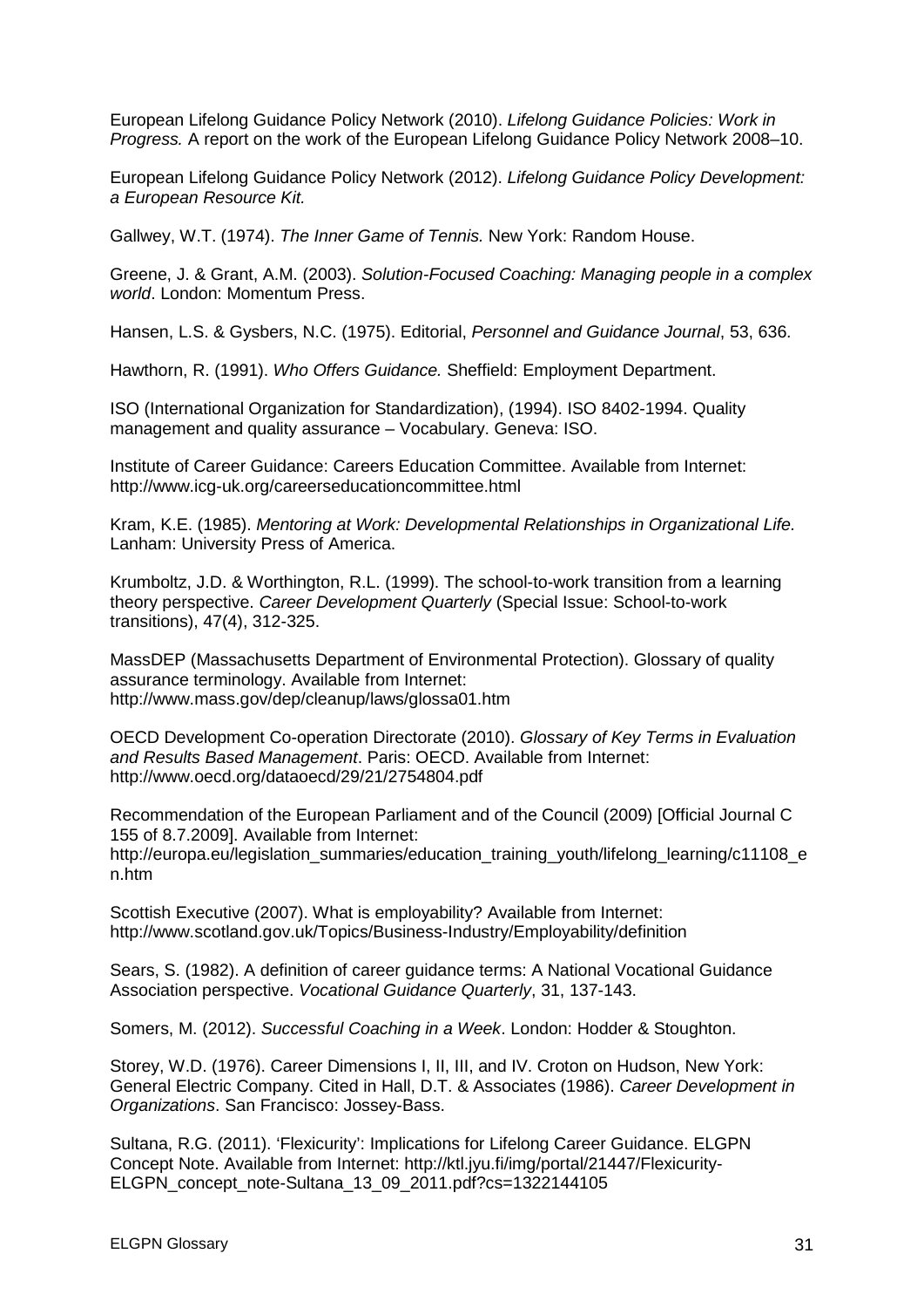European Lifelong Guidance Policy Network (2010). *Lifelong Guidance Policies: Work in Progress.* A report on the work of the European Lifelong Guidance Policy Network 2008–10.

European Lifelong Guidance Policy Network (2012). *Lifelong Guidance Policy Development: a European Resource Kit.*

Gallwey, W.T. (1974). *The Inner Game of Tennis.* New York: Random House.

Greene, J. & Grant, A.M. (2003). *Solution-Focused Coaching: Managing people in a complex world*. London: Momentum Press.

Hansen, L.S. & Gysbers, N.C. (1975). Editorial, *Personnel and Guidance Journal*, 53, 636.

Hawthorn, R. (1991). *Who Offers Guidance.* Sheffield: Employment Department.

ISO (International Organization for Standardization), (1994). ISO 8402-1994. Quality management and quality assurance – Vocabulary. Geneva: ISO.

Institute of Career Guidance: Careers Education Committee. Available from Internet: http://www.icg-uk.org/careerseducationcommittee.html

Kram, K.E. (1985). *Mentoring at Work: Developmental Relationships in Organizational Life.* Lanham: University Press of America.

Krumboltz, J.D. & Worthington, R.L. (1999). The school-to-work transition from a learning theory perspective. *Career Development Quarterly* (Special Issue: School-to-work transitions), 47(4), 312-325.

MassDEP (Massachusetts Department of Environmental Protection). Glossary of quality assurance terminology. Available from Internet: http://www.mass.gov/dep/cleanup/laws/glossa01.htm

OECD Development Co-operation Directorate (2010). *Glossary of Key Terms in Evaluation and Results Based Management*. Paris: OECD. Available from Internet: http://www.oecd.org/dataoecd/29/21/2754804.pdf

Recommendation of the European Parliament and of the Council (2009) [Official Journal C 155 of 8.7.2009]. Available from Internet: http://europa.eu/legislation_summaries/education_training_youth/lifelong_learning/c11108_en.htm

Scottish Executive (2007). What is employability? Available from Internet: http://www.scotland.gov.uk/Topics/Business-Industry/Employability/definition

Sears, S. (1982). A definition of career guidance terms: A National Vocational Guidance Association perspective. *Vocational Guidance Quarterly*, 31, 137-143.

Somers, M. (2012). *Successful Coaching in a Week*. London: Hodder & Stoughton.

Storey, W.D. (1976). Career Dimensions I, II, III, and IV. Croton on Hudson, New York: General Electric Company. Cited in Hall, D.T. & Associates (1986). *Career Development in Organizations*. San Francisco: Jossey-Bass.

Sultana, R.G. (2011). 'Flexicurity': Implications for Lifelong Career Guidance. ELGPN Concept Note. Available from Internet: http://ktl.jyu.fi/img/portal/21447/Flexicurity-ELGPN_concept_note-Sultana_13_09_2011.pdf?cs=1322144105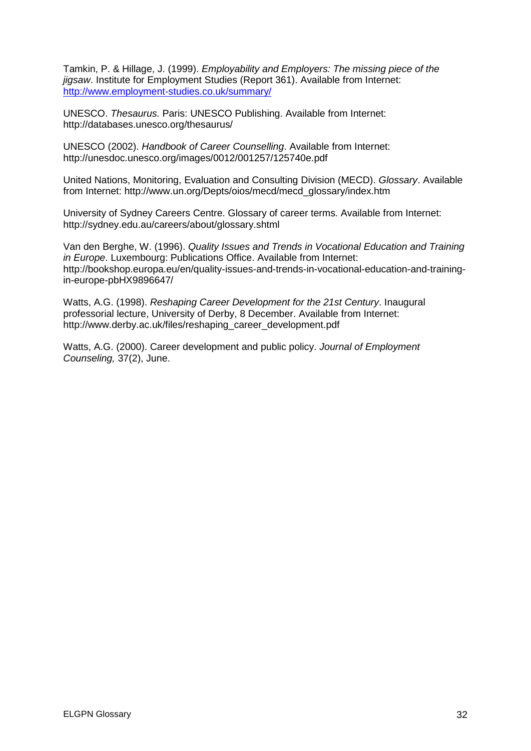Tamkin, P. & Hillage, J. (1999). *Employability and Employers: The missing piece of the jigsaw*. Institute for Employment Studies (Report 361). Available from Internet: http://www.employment-studies.co.uk/summary/

UNESCO. *Thesaurus.* Paris: UNESCO Publishing. Available from Internet: http://databases.unesco.org/thesaurus/

UNESCO (2002). *Handbook of Career Counselling*. Available from Internet: http://unesdoc.unesco.org/images/0012/001257/125740e.pdf

United Nations, Monitoring, Evaluation and Consulting Division (MECD). *Glossary*. Available from Internet: http://www.un.org/Depts/oios/mecd/mecd_glossary/index.htm

University of Sydney Careers Centre. Glossary of career terms. Available from Internet: http://sydney.edu.au/careers/about/glossary.shtml

Van den Berghe, W. (1996). *Quality Issues and Trends in Vocational Education and Training in Europe*. Luxembourg: Publications Office. Available from Internet: http://bookshop.europa.eu/en/quality-issues-and-trends-in-vocational-education-and-training-in-europe-pbHX9896647/

Watts, A.G. (1998). *Reshaping Career Development for the 21st Century*. Inaugural professorial lecture, University of Derby, 8 December. Available from Internet: http://www.derby.ac.uk/files/reshaping_career_development.pdf

Watts, A.G. (2000). Career development and public policy. *Journal of Employment Counseling,* 37(2), June.